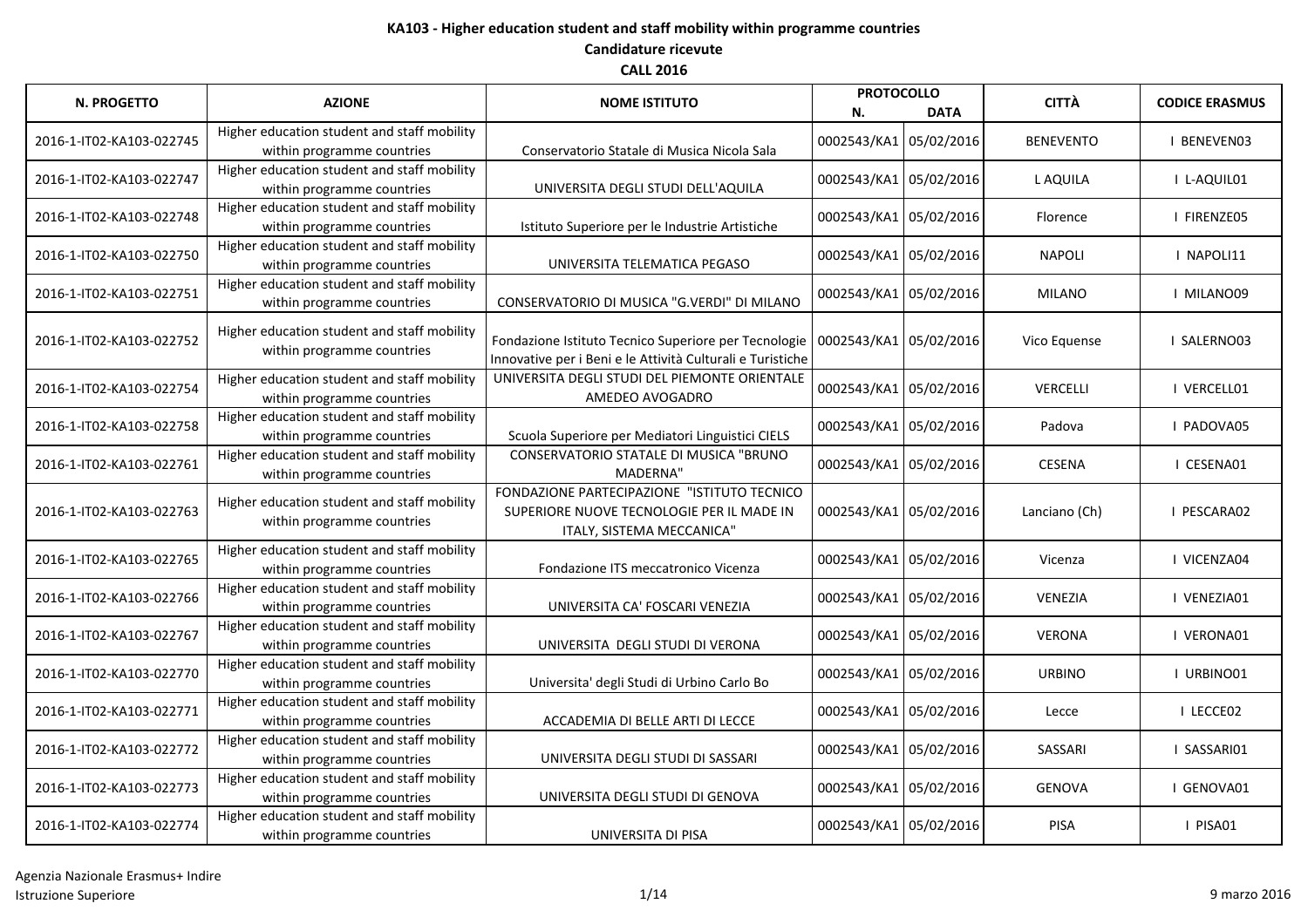**KA103 - Higher education student and staff mobility within programme countries**

**Candidature ricevute**

**CALL 2016**

| N. PROGETTO | AZIONE | NOME ISTITUTO | PROTOCOLLO N. | PROTOCOLLO DATA | CITTÀ | CODICE ERASMUS |
|---|---|---|---|---|---|---|
| 2016-1-IT02-KA103-022745 | Higher education student and staff mobility within programme countries | Conservatorio Statale di Musica Nicola Sala | 0002543/KA1 | 05/02/2016 | BENEVENTO | I BENEVEN03 |
| 2016-1-IT02-KA103-022747 | Higher education student and staff mobility within programme countries | UNIVERSITA DEGLI STUDI DELL'AQUILA | 0002543/KA1 | 05/02/2016 | L AQUILA | I L-AQUIL01 |
| 2016-1-IT02-KA103-022748 | Higher education student and staff mobility within programme countries | Istituto Superiore per le Industrie Artistiche | 0002543/KA1 | 05/02/2016 | Florence | I FIRENZE05 |
| 2016-1-IT02-KA103-022750 | Higher education student and staff mobility within programme countries | UNIVERSITA TELEMATICA PEGASO | 0002543/KA1 | 05/02/2016 | NAPOLI | I NAPOLI11 |
| 2016-1-IT02-KA103-022751 | Higher education student and staff mobility within programme countries | CONSERVATORIO DI MUSICA "G.VERDI" DI MILANO | 0002543/KA1 | 05/02/2016 | MILANO | I MILANO09 |
| 2016-1-IT02-KA103-022752 | Higher education student and staff mobility within programme countries | Fondazione Istituto Tecnico Superiore per Tecnologie Innovative per i Beni e le Attività Culturali e Turistiche | 0002543/KA1 | 05/02/2016 | Vico Equense | I SALERNO03 |
| 2016-1-IT02-KA103-022754 | Higher education student and staff mobility within programme countries | UNIVERSITA DEGLI STUDI DEL PIEMONTE ORIENTALE AMEDEO AVOGADRO | 0002543/KA1 | 05/02/2016 | VERCELLI | I VERCELL01 |
| 2016-1-IT02-KA103-022758 | Higher education student and staff mobility within programme countries | Scuola Superiore per Mediatori Linguistici CIELS | 0002543/KA1 | 05/02/2016 | Padova | I PADOVA05 |
| 2016-1-IT02-KA103-022761 | Higher education student and staff mobility within programme countries | CONSERVATORIO STATALE DI MUSICA "BRUNO MADERNA" | 0002543/KA1 | 05/02/2016 | CESENA | I CESENA01 |
| 2016-1-IT02-KA103-022763 | Higher education student and staff mobility within programme countries | FONDAZIONE PARTECIPAZIONE "ISTITUTO TECNICO SUPERIORE NUOVE TECNOLOGIE PER IL MADE IN ITALY, SISTEMA MECCANICA" | 0002543/KA1 | 05/02/2016 | Lanciano (Ch) | I PESCARA02 |
| 2016-1-IT02-KA103-022765 | Higher education student and staff mobility within programme countries | Fondazione ITS meccatronico Vicenza | 0002543/KA1 | 05/02/2016 | Vicenza | I VICENZA04 |
| 2016-1-IT02-KA103-022766 | Higher education student and staff mobility within programme countries | UNIVERSITA CA' FOSCARI VENEZIA | 0002543/KA1 | 05/02/2016 | VENEZIA | I VENEZIA01 |
| 2016-1-IT02-KA103-022767 | Higher education student and staff mobility within programme countries | UNIVERSITA DEGLI STUDI DI VERONA | 0002543/KA1 | 05/02/2016 | VERONA | I VERONA01 |
| 2016-1-IT02-KA103-022770 | Higher education student and staff mobility within programme countries | Universita' degli Studi di Urbino Carlo Bo | 0002543/KA1 | 05/02/2016 | URBINO | I URBINO01 |
| 2016-1-IT02-KA103-022771 | Higher education student and staff mobility within programme countries | ACCADEMIA DI BELLE ARTI DI LECCE | 0002543/KA1 | 05/02/2016 | Lecce | I LECCE02 |
| 2016-1-IT02-KA103-022772 | Higher education student and staff mobility within programme countries | UNIVERSITA DEGLI STUDI DI SASSARI | 0002543/KA1 | 05/02/2016 | SASSARI | I SASSARI01 |
| 2016-1-IT02-KA103-022773 | Higher education student and staff mobility within programme countries | UNIVERSITA DEGLI STUDI DI GENOVA | 0002543/KA1 | 05/02/2016 | GENOVA | I GENOVA01 |
| 2016-1-IT02-KA103-022774 | Higher education student and staff mobility within programme countries | UNIVERSITA DI PISA | 0002543/KA1 | 05/02/2016 | PISA | I PISA01 |

Agenzia Nazionale Erasmus+ Indire
Istruzione Superiore

9 marzo 2016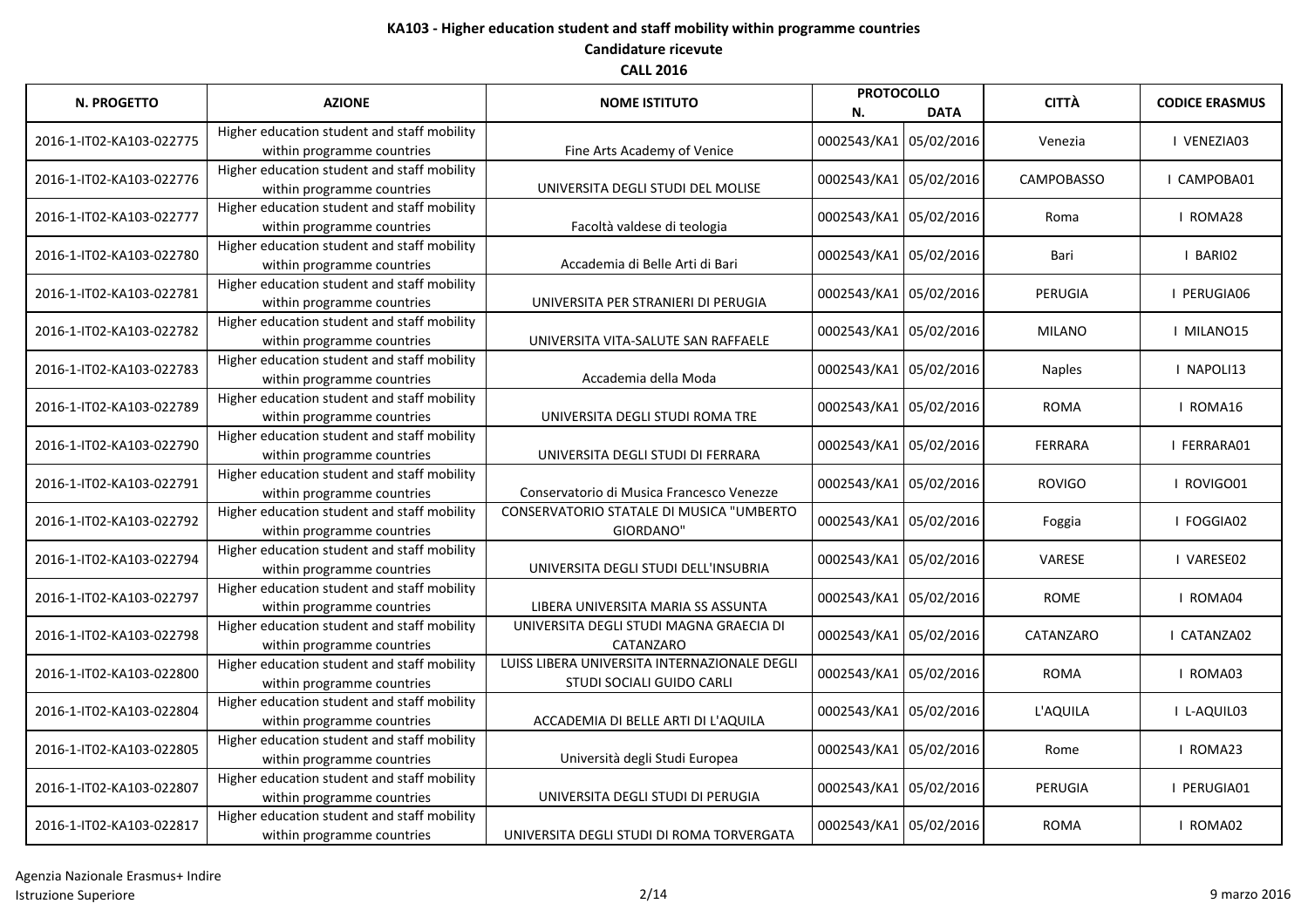**KA103 - Higher education student and staff mobility within programme countries**

**Candidature ricevute**

**CALL 2016**

| N. PROGETTO | AZIONE | NOME ISTITUTO | PROTOCOLLO N. | PROTOCOLLO DATA | CITTÀ | CODICE ERASMUS |
|---|---|---|---|---|---|---|
| 2016-1-IT02-KA103-022775 | Higher education student and staff mobility within programme countries | Fine Arts Academy of Venice | 0002543/KA1 | 05/02/2016 | Venezia | I VENEZIA03 |
| 2016-1-IT02-KA103-022776 | Higher education student and staff mobility within programme countries | UNIVERSITA DEGLI STUDI DEL MOLISE | 0002543/KA1 | 05/02/2016 | CAMPOBASSO | I CAMPOBA01 |
| 2016-1-IT02-KA103-022777 | Higher education student and staff mobility within programme countries | Facoltà valdese di teologia | 0002543/KA1 | 05/02/2016 | Roma | I ROMA28 |
| 2016-1-IT02-KA103-022780 | Higher education student and staff mobility within programme countries | Accademia di Belle Arti di Bari | 0002543/KA1 | 05/02/2016 | Bari | I BARI02 |
| 2016-1-IT02-KA103-022781 | Higher education student and staff mobility within programme countries | UNIVERSITA PER STRANIERI DI PERUGIA | 0002543/KA1 | 05/02/2016 | PERUGIA | I PERUGIA06 |
| 2016-1-IT02-KA103-022782 | Higher education student and staff mobility within programme countries | UNIVERSITA VITA-SALUTE SAN RAFFAELE | 0002543/KA1 | 05/02/2016 | MILANO | I MILANO15 |
| 2016-1-IT02-KA103-022783 | Higher education student and staff mobility within programme countries | Accademia della Moda | 0002543/KA1 | 05/02/2016 | Naples | I NAPOLI13 |
| 2016-1-IT02-KA103-022789 | Higher education student and staff mobility within programme countries | UNIVERSITA DEGLI STUDI ROMA TRE | 0002543/KA1 | 05/02/2016 | ROMA | I ROMA16 |
| 2016-1-IT02-KA103-022790 | Higher education student and staff mobility within programme countries | UNIVERSITA DEGLI STUDI DI FERRARA | 0002543/KA1 | 05/02/2016 | FERRARA | I FERRARA01 |
| 2016-1-IT02-KA103-022791 | Higher education student and staff mobility within programme countries | Conservatorio di Musica Francesco Venezze | 0002543/KA1 | 05/02/2016 | ROVIGO | I ROVIGO01 |
| 2016-1-IT02-KA103-022792 | Higher education student and staff mobility within programme countries | CONSERVATORIO STATALE DI MUSICA "UMBERTO GIORDANO" | 0002543/KA1 | 05/02/2016 | Foggia | I FOGGIA02 |
| 2016-1-IT02-KA103-022794 | Higher education student and staff mobility within programme countries | UNIVERSITA DEGLI STUDI DELL'INSUBRIA | 0002543/KA1 | 05/02/2016 | VARESE | I VARESE02 |
| 2016-1-IT02-KA103-022797 | Higher education student and staff mobility within programme countries | LIBERA UNIVERSITA MARIA SS ASSUNTA | 0002543/KA1 | 05/02/2016 | ROME | I ROMA04 |
| 2016-1-IT02-KA103-022798 | Higher education student and staff mobility within programme countries | UNIVERSITA DEGLI STUDI MAGNA GRAECIA DI CATANZARO | 0002543/KA1 | 05/02/2016 | CATANZARO | I CATANZA02 |
| 2016-1-IT02-KA103-022800 | Higher education student and staff mobility within programme countries | LUISS LIBERA UNIVERSITA INTERNAZIONALE DEGLI STUDI SOCIALI GUIDO CARLI | 0002543/KA1 | 05/02/2016 | ROMA | I ROMA03 |
| 2016-1-IT02-KA103-022804 | Higher education student and staff mobility within programme countries | ACCADEMIA DI BELLE ARTI DI L'AQUILA | 0002543/KA1 | 05/02/2016 | L'AQUILA | I L-AQUIL03 |
| 2016-1-IT02-KA103-022805 | Higher education student and staff mobility within programme countries | Università degli Studi Europea | 0002543/KA1 | 05/02/2016 | Rome | I ROMA23 |
| 2016-1-IT02-KA103-022807 | Higher education student and staff mobility within programme countries | UNIVERSITA DEGLI STUDI DI PERUGIA | 0002543/KA1 | 05/02/2016 | PERUGIA | I PERUGIA01 |
| 2016-1-IT02-KA103-022817 | Higher education student and staff mobility within programme countries | UNIVERSITA DEGLI STUDI DI ROMA TORVERGATA | 0002543/KA1 | 05/02/2016 | ROMA | I ROMA02 |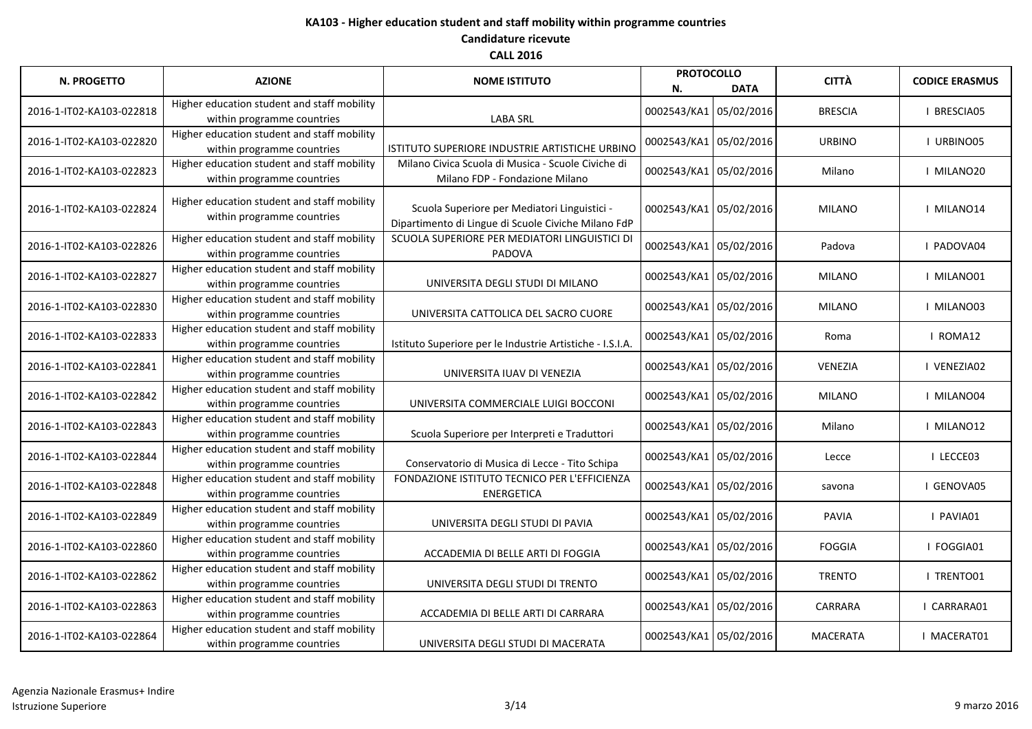**KA103 - Higher education student and staff mobility within programme countries**

**Candidature ricevute**

**CALL 2016**

| N. PROGETTO | AZIONE | NOME ISTITUTO | PROTOCOLLO N. | PROTOCOLLO DATA | CITTÀ | CODICE ERASMUS |
|---|---|---|---|---|---|---|
| 2016-1-IT02-KA103-022818 | Higher education student and staff mobility within programme countries | LABA SRL | 0002543/KA1 | 05/02/2016 | BRESCIA | I BRESCIA05 |
| 2016-1-IT02-KA103-022820 | Higher education student and staff mobility within programme countries | ISTITUTO SUPERIORE INDUSTRIE ARTISTICHE URBINO | 0002543/KA1 | 05/02/2016 | URBINO | I URBINO05 |
| 2016-1-IT02-KA103-022823 | Higher education student and staff mobility within programme countries | Milano Civica Scuola di Musica - Scuole Civiche di Milano FDP - Fondazione Milano | 0002543/KA1 | 05/02/2016 | Milano | I MILANO20 |
| 2016-1-IT02-KA103-022824 | Higher education student and staff mobility within programme countries | Scuola Superiore per Mediatori Linguistici - Dipartimento di Lingue di Scuole Civiche Milano FdP | 0002543/KA1 | 05/02/2016 | MILANO | I MILANO14 |
| 2016-1-IT02-KA103-022826 | Higher education student and staff mobility within programme countries | SCUOLA SUPERIORE PER MEDIATORI LINGUISTICI DI PADOVA | 0002543/KA1 | 05/02/2016 | Padova | I PADOVA04 |
| 2016-1-IT02-KA103-022827 | Higher education student and staff mobility within programme countries | UNIVERSITA DEGLI STUDI DI MILANO | 0002543/KA1 | 05/02/2016 | MILANO | I MILANO01 |
| 2016-1-IT02-KA103-022830 | Higher education student and staff mobility within programme countries | UNIVERSITA CATTOLICA DEL SACRO CUORE | 0002543/KA1 | 05/02/2016 | MILANO | I MILANO03 |
| 2016-1-IT02-KA103-022833 | Higher education student and staff mobility within programme countries | Istituto Superiore per le Industrie Artistiche - I.S.I.A. | 0002543/KA1 | 05/02/2016 | Roma | I ROMA12 |
| 2016-1-IT02-KA103-022841 | Higher education student and staff mobility within programme countries | UNIVERSITA IUAV DI VENEZIA | 0002543/KA1 | 05/02/2016 | VENEZIA | I VENEZIA02 |
| 2016-1-IT02-KA103-022842 | Higher education student and staff mobility within programme countries | UNIVERSITA COMMERCIALE LUIGI BOCCONI | 0002543/KA1 | 05/02/2016 | MILANO | I MILANO04 |
| 2016-1-IT02-KA103-022843 | Higher education student and staff mobility within programme countries | Scuola Superiore per Interpreti e Traduttori | 0002543/KA1 | 05/02/2016 | Milano | I MILANO12 |
| 2016-1-IT02-KA103-022844 | Higher education student and staff mobility within programme countries | Conservatorio di Musica di Lecce - Tito Schipa | 0002543/KA1 | 05/02/2016 | Lecce | I LECCE03 |
| 2016-1-IT02-KA103-022848 | Higher education student and staff mobility within programme countries | FONDAZIONE ISTITUTO TECNICO PER L'EFFICIENZA ENERGETICA | 0002543/KA1 | 05/02/2016 | savona | I GENOVA05 |
| 2016-1-IT02-KA103-022849 | Higher education student and staff mobility within programme countries | UNIVERSITA DEGLI STUDI DI PAVIA | 0002543/KA1 | 05/02/2016 | PAVIA | I PAVIA01 |
| 2016-1-IT02-KA103-022860 | Higher education student and staff mobility within programme countries | ACCADEMIA DI BELLE ARTI DI FOGGIA | 0002543/KA1 | 05/02/2016 | FOGGIA | I FOGGIA01 |
| 2016-1-IT02-KA103-022862 | Higher education student and staff mobility within programme countries | UNIVERSITA DEGLI STUDI DI TRENTO | 0002543/KA1 | 05/02/2016 | TRENTO | I TRENTO01 |
| 2016-1-IT02-KA103-022863 | Higher education student and staff mobility within programme countries | ACCADEMIA DI BELLE ARTI DI CARRARA | 0002543/KA1 | 05/02/2016 | CARRARA | I CARRARA01 |
| 2016-1-IT02-KA103-022864 | Higher education student and staff mobility within programme countries | UNIVERSITA DEGLI STUDI DI MACERATA | 0002543/KA1 | 05/02/2016 | MACERATA | I MACERAT01 |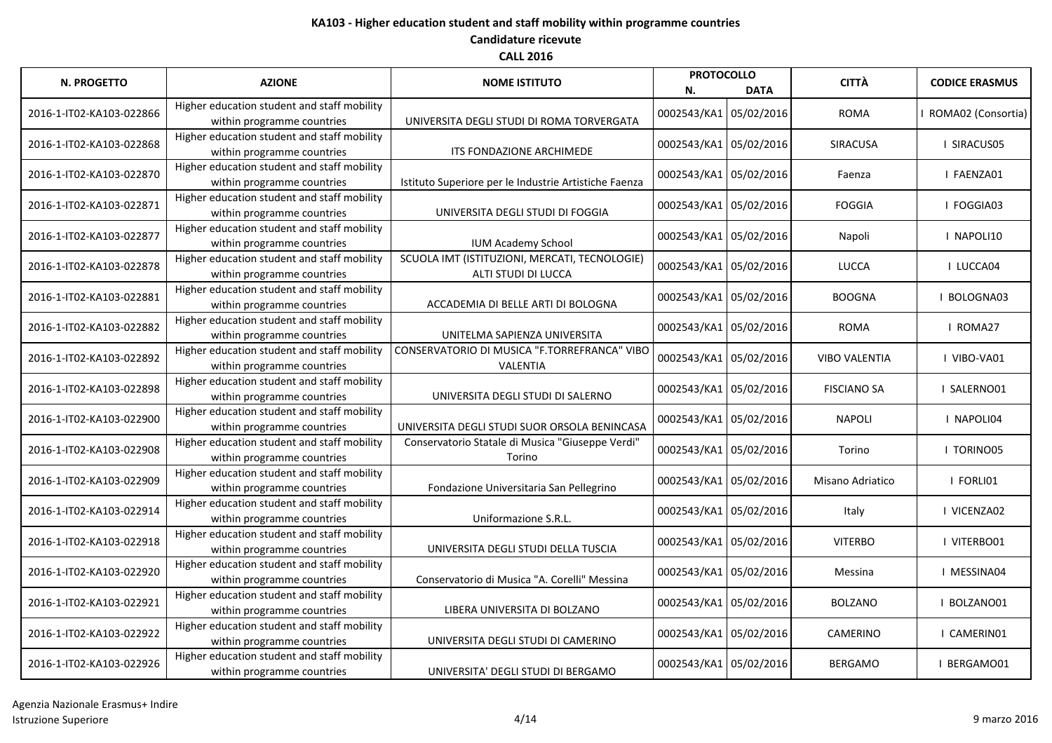**KA103 - Higher education student and staff mobility within programme countries**

**Candidature ricevute**

**CALL 2016**

| N. PROGETTO | AZIONE | NOME ISTITUTO | PROTOCOLLO N. | PROTOCOLLO DATA | CITTÀ | CODICE ERASMUS |
|---|---|---|---|---|---|---|
| 2016-1-IT02-KA103-022866 | Higher education student and staff mobility within programme countries | UNIVERSITA DEGLI STUDI DI ROMA TORVERGATA | 0002543/KA1 | 05/02/2016 | ROMA | I ROMA02 (Consortia) |
| 2016-1-IT02-KA103-022868 | Higher education student and staff mobility within programme countries | ITS FONDAZIONE ARCHIMEDE | 0002543/KA1 | 05/02/2016 | SIRACUSA | I SIRACUS05 |
| 2016-1-IT02-KA103-022870 | Higher education student and staff mobility within programme countries | Istituto Superiore per le Industrie Artistiche Faenza | 0002543/KA1 | 05/02/2016 | Faenza | I FAENZA01 |
| 2016-1-IT02-KA103-022871 | Higher education student and staff mobility within programme countries | UNIVERSITA DEGLI STUDI DI FOGGIA | 0002543/KA1 | 05/02/2016 | FOGGIA | I FOGGIA03 |
| 2016-1-IT02-KA103-022877 | Higher education student and staff mobility within programme countries | IUM Academy School | 0002543/KA1 | 05/02/2016 | Napoli | I NAPOLI10 |
| 2016-1-IT02-KA103-022878 | Higher education student and staff mobility within programme countries | SCUOLA IMT (ISTITUZIONI, MERCATI, TECNOLOGIE) ALTI STUDI DI LUCCA | 0002543/KA1 | 05/02/2016 | LUCCA | I LUCCA04 |
| 2016-1-IT02-KA103-022881 | Higher education student and staff mobility within programme countries | ACCADEMIA DI BELLE ARTI DI BOLOGNA | 0002543/KA1 | 05/02/2016 | BOOGNA | I BOLOGNA03 |
| 2016-1-IT02-KA103-022882 | Higher education student and staff mobility within programme countries | UNITELMA SAPIENZA UNIVERSITA | 0002543/KA1 | 05/02/2016 | ROMA | I ROMA27 |
| 2016-1-IT02-KA103-022892 | Higher education student and staff mobility within programme countries | CONSERVATORIO DI MUSICA "F.TORREFRANCA" VIBO VALENTIA | 0002543/KA1 | 05/02/2016 | VIBO VALENTIA | I VIBO-VA01 |
| 2016-1-IT02-KA103-022898 | Higher education student and staff mobility within programme countries | UNIVERSITA DEGLI STUDI DI SALERNO | 0002543/KA1 | 05/02/2016 | FISCIANO SA | I SALERNO01 |
| 2016-1-IT02-KA103-022900 | Higher education student and staff mobility within programme countries | UNIVERSITA DEGLI STUDI SUOR ORSOLA BENINCASA | 0002543/KA1 | 05/02/2016 | NAPOLI | I NAPOLI04 |
| 2016-1-IT02-KA103-022908 | Higher education student and staff mobility within programme countries | Conservatorio Statale di Musica "Giuseppe Verdi" Torino | 0002543/KA1 | 05/02/2016 | Torino | I TORINO05 |
| 2016-1-IT02-KA103-022909 | Higher education student and staff mobility within programme countries | Fondazione Universitaria San Pellegrino | 0002543/KA1 | 05/02/2016 | Misano Adriatico | I FORLI01 |
| 2016-1-IT02-KA103-022914 | Higher education student and staff mobility within programme countries | Uniformazione S.R.L. | 0002543/KA1 | 05/02/2016 | Italy | I VICENZA02 |
| 2016-1-IT02-KA103-022918 | Higher education student and staff mobility within programme countries | UNIVERSITA DEGLI STUDI DELLA TUSCIA | 0002543/KA1 | 05/02/2016 | VITERBO | I VITERBO01 |
| 2016-1-IT02-KA103-022920 | Higher education student and staff mobility within programme countries | Conservatorio di Musica "A. Corelli" Messina | 0002543/KA1 | 05/02/2016 | Messina | I MESSINA04 |
| 2016-1-IT02-KA103-022921 | Higher education student and staff mobility within programme countries | LIBERA UNIVERSITA DI BOLZANO | 0002543/KA1 | 05/02/2016 | BOLZANO | I BOLZANO01 |
| 2016-1-IT02-KA103-022922 | Higher education student and staff mobility within programme countries | UNIVERSITA DEGLI STUDI DI CAMERINO | 0002543/KA1 | 05/02/2016 | CAMERINO | I CAMERIN01 |
| 2016-1-IT02-KA103-022926 | Higher education student and staff mobility within programme countries | UNIVERSITA' DEGLI STUDI DI BERGAMO | 0002543/KA1 | 05/02/2016 | BERGAMO | I BERGAMO01 |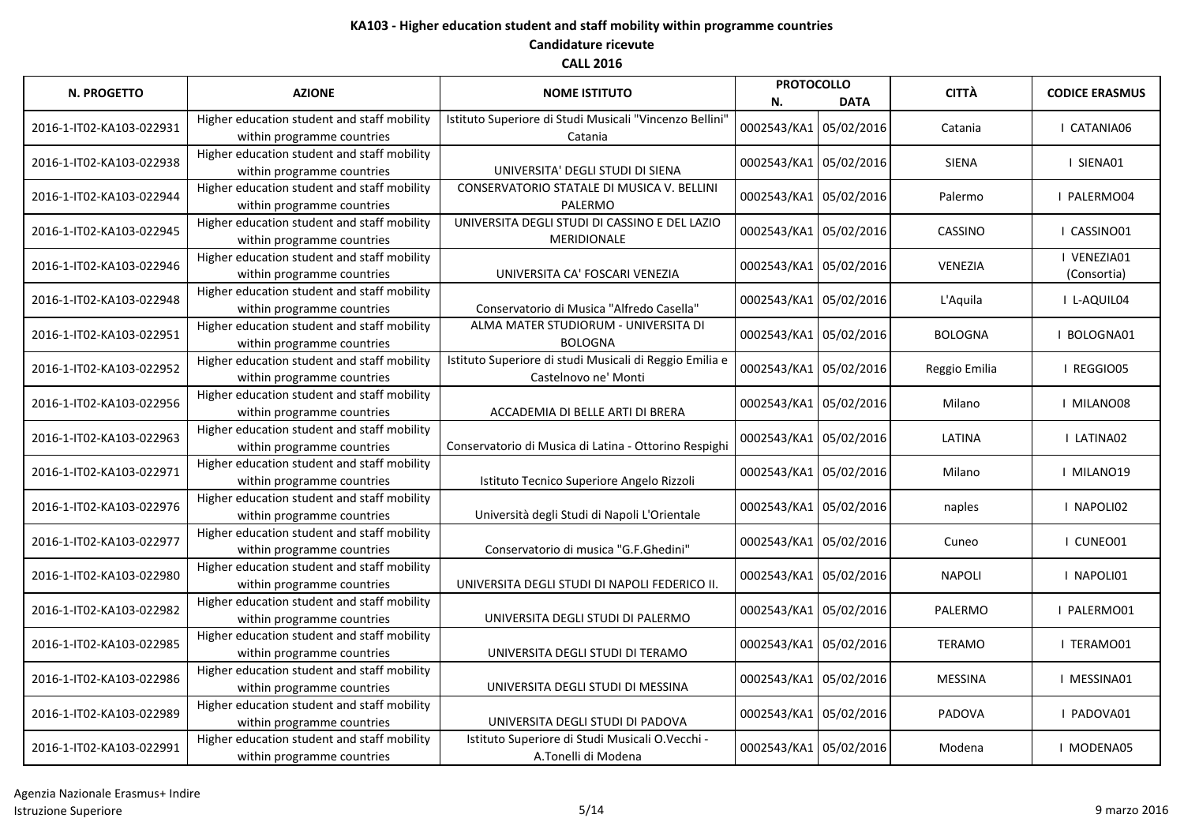**KA103 - Higher education student and staff mobility within programme countries**

**Candidature ricevute**

**CALL 2016**

| N. PROGETTO | AZIONE | NOME ISTITUTO | PROTOCOLLO N. | PROTOCOLLO DATA | CITTÀ | CODICE ERASMUS |
|---|---|---|---|---|---|---|
| 2016-1-IT02-KA103-022931 | Higher education student and staff mobility within programme countries | Istituto Superiore di Studi Musicali "Vincenzo Bellini" Catania | 0002543/KA1 | 05/02/2016 | Catania | I CATANIA06 |
| 2016-1-IT02-KA103-022938 | Higher education student and staff mobility within programme countries | UNIVERSITA' DEGLI STUDI DI SIENA | 0002543/KA1 | 05/02/2016 | SIENA | I SIENA01 |
| 2016-1-IT02-KA103-022944 | Higher education student and staff mobility within programme countries | CONSERVATORIO STATALE DI MUSICA V. BELLINI PALERMO | 0002543/KA1 | 05/02/2016 | Palermo | I PALERMO04 |
| 2016-1-IT02-KA103-022945 | Higher education student and staff mobility within programme countries | UNIVERSITA DEGLI STUDI DI CASSINO E DEL LAZIO MERIDIONALE | 0002543/KA1 | 05/02/2016 | CASSINO | I CASSINO01 |
| 2016-1-IT02-KA103-022946 | Higher education student and staff mobility within programme countries | UNIVERSITA CA' FOSCARI VENEZIA | 0002543/KA1 | 05/02/2016 | VENEZIA | I VENEZIA01 (Consortia) |
| 2016-1-IT02-KA103-022948 | Higher education student and staff mobility within programme countries | Conservatorio di Musica "Alfredo Casella" | 0002543/KA1 | 05/02/2016 | L'Aquila | I L-AQUIL04 |
| 2016-1-IT02-KA103-022951 | Higher education student and staff mobility within programme countries | ALMA MATER STUDIORUM - UNIVERSITA DI BOLOGNA | 0002543/KA1 | 05/02/2016 | BOLOGNA | I BOLOGNA01 |
| 2016-1-IT02-KA103-022952 | Higher education student and staff mobility within programme countries | Istituto Superiore di studi Musicali di Reggio Emilia e Castelnovo ne' Monti | 0002543/KA1 | 05/02/2016 | Reggio Emilia | I REGGIO05 |
| 2016-1-IT02-KA103-022956 | Higher education student and staff mobility within programme countries | ACCADEMIA DI BELLE ARTI DI BRERA | 0002543/KA1 | 05/02/2016 | Milano | I MILANO08 |
| 2016-1-IT02-KA103-022963 | Higher education student and staff mobility within programme countries | Conservatorio di Musica di Latina - Ottorino Respighi | 0002543/KA1 | 05/02/2016 | LATINA | I LATINA02 |
| 2016-1-IT02-KA103-022971 | Higher education student and staff mobility within programme countries | Istituto Tecnico Superiore Angelo Rizzoli | 0002543/KA1 | 05/02/2016 | Milano | I MILANO19 |
| 2016-1-IT02-KA103-022976 | Higher education student and staff mobility within programme countries | Università degli Studi di Napoli L'Orientale | 0002543/KA1 | 05/02/2016 | naples | I NAPOLI02 |
| 2016-1-IT02-KA103-022977 | Higher education student and staff mobility within programme countries | Conservatorio di musica "G.F.Ghedini" | 0002543/KA1 | 05/02/2016 | Cuneo | I CUNEO01 |
| 2016-1-IT02-KA103-022980 | Higher education student and staff mobility within programme countries | UNIVERSITA DEGLI STUDI DI NAPOLI FEDERICO II. | 0002543/KA1 | 05/02/2016 | NAPOLI | I NAPOLI01 |
| 2016-1-IT02-KA103-022982 | Higher education student and staff mobility within programme countries | UNIVERSITA DEGLI STUDI DI PALERMO | 0002543/KA1 | 05/02/2016 | PALERMO | I PALERMO01 |
| 2016-1-IT02-KA103-022985 | Higher education student and staff mobility within programme countries | UNIVERSITA DEGLI STUDI DI TERAMO | 0002543/KA1 | 05/02/2016 | TERAMO | I TERAMO01 |
| 2016-1-IT02-KA103-022986 | Higher education student and staff mobility within programme countries | UNIVERSITA DEGLI STUDI DI MESSINA | 0002543/KA1 | 05/02/2016 | MESSINA | I MESSINA01 |
| 2016-1-IT02-KA103-022989 | Higher education student and staff mobility within programme countries | UNIVERSITA DEGLI STUDI DI PADOVA | 0002543/KA1 | 05/02/2016 | PADOVA | I PADOVA01 |
| 2016-1-IT02-KA103-022991 | Higher education student and staff mobility within programme countries | Istituto Superiore di Studi Musicali O.Vecchi - A.Tonelli di Modena | 0002543/KA1 | 05/02/2016 | Modena | I MODENA05 |

Agenzia Nazionale Erasmus+ Indire
Istruzione Superiore

9 marzo 2016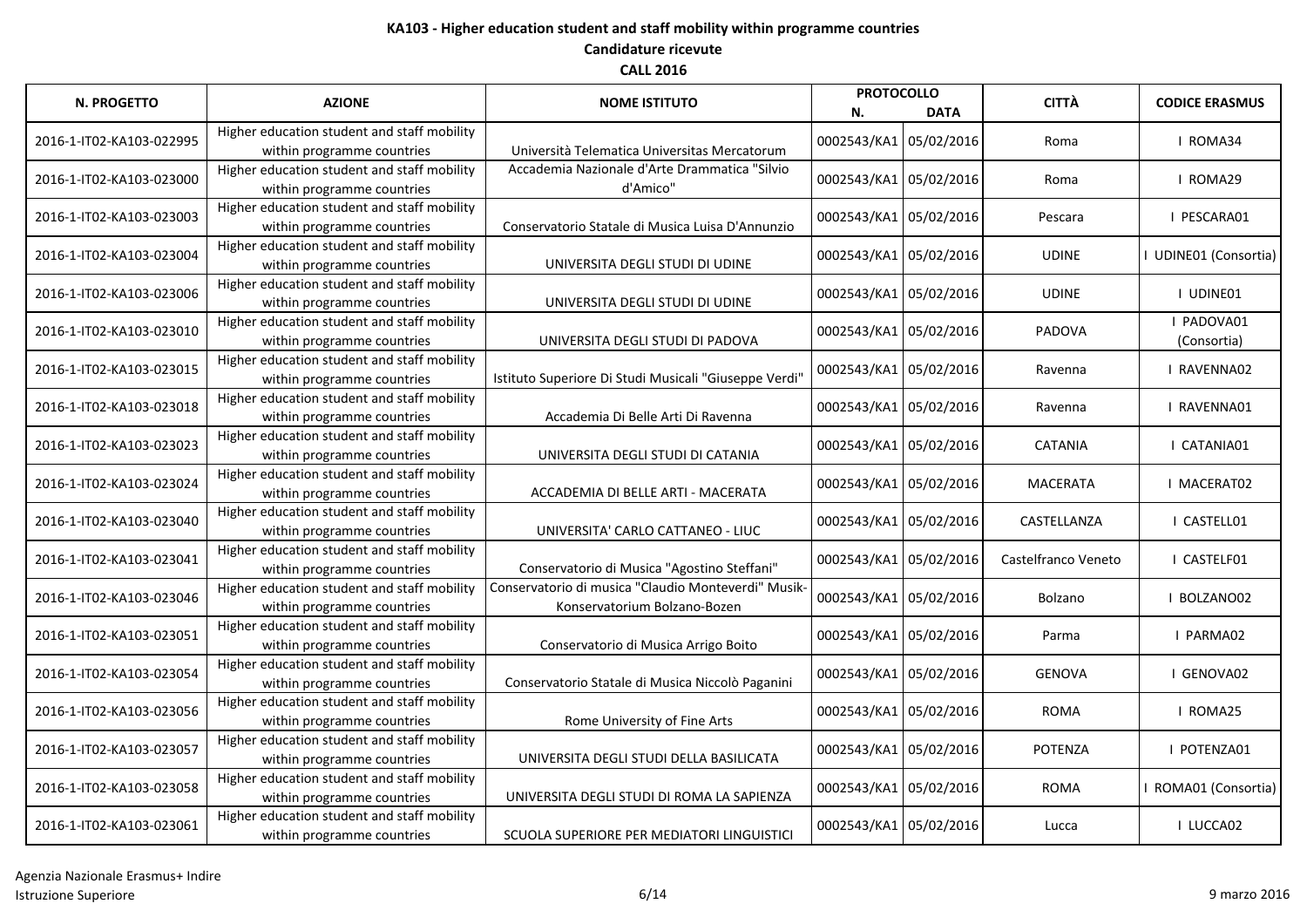**KA103 - Higher education student and staff mobility within programme countries**

**Candidature ricevute**

**CALL 2016**

| N. PROGETTO | AZIONE | NOME ISTITUTO | PROTOCOLLO N. | PROTOCOLLO DATA | CITTÀ | CODICE ERASMUS |
|---|---|---|---|---|---|---|
| 2016-1-IT02-KA103-022995 | Higher education student and staff mobility within programme countries | Università Telematica Universitas Mercatorum | 0002543/KA1 | 05/02/2016 | Roma | I ROMA34 |
| 2016-1-IT02-KA103-023000 | Higher education student and staff mobility within programme countries | Accademia Nazionale d'Arte Drammatica "Silvio d'Amico" | 0002543/KA1 | 05/02/2016 | Roma | I ROMA29 |
| 2016-1-IT02-KA103-023003 | Higher education student and staff mobility within programme countries | Conservatorio Statale di Musica Luisa D'Annunzio | 0002543/KA1 | 05/02/2016 | Pescara | I PESCARA01 |
| 2016-1-IT02-KA103-023004 | Higher education student and staff mobility within programme countries | UNIVERSITA DEGLI STUDI DI UDINE | 0002543/KA1 | 05/02/2016 | UDINE | I UDINE01 (Consortia) |
| 2016-1-IT02-KA103-023006 | Higher education student and staff mobility within programme countries | UNIVERSITA DEGLI STUDI DI UDINE | 0002543/KA1 | 05/02/2016 | UDINE | I UDINE01 |
| 2016-1-IT02-KA103-023010 | Higher education student and staff mobility within programme countries | UNIVERSITA DEGLI STUDI DI PADOVA | 0002543/KA1 | 05/02/2016 | PADOVA | I PADOVA01 (Consortia) |
| 2016-1-IT02-KA103-023015 | Higher education student and staff mobility within programme countries | Istituto Superiore Di Studi Musicali "Giuseppe Verdi" | 0002543/KA1 | 05/02/2016 | Ravenna | I RAVENNA02 |
| 2016-1-IT02-KA103-023018 | Higher education student and staff mobility within programme countries | Accademia Di Belle Arti Di Ravenna | 0002543/KA1 | 05/02/2016 | Ravenna | I RAVENNA01 |
| 2016-1-IT02-KA103-023023 | Higher education student and staff mobility within programme countries | UNIVERSITA DEGLI STUDI DI CATANIA | 0002543/KA1 | 05/02/2016 | CATANIA | I CATANIA01 |
| 2016-1-IT02-KA103-023024 | Higher education student and staff mobility within programme countries | ACCADEMIA DI BELLE ARTI - MACERATA | 0002543/KA1 | 05/02/2016 | MACERATA | I MACERAT02 |
| 2016-1-IT02-KA103-023040 | Higher education student and staff mobility within programme countries | UNIVERSITA' CARLO CATTANEO - LIUC | 0002543/KA1 | 05/02/2016 | CASTELLANZA | I CASTELL01 |
| 2016-1-IT02-KA103-023041 | Higher education student and staff mobility within programme countries | Conservatorio di Musica "Agostino Steffani" | 0002543/KA1 | 05/02/2016 | Castelfranco Veneto | I CASTELF01 |
| 2016-1-IT02-KA103-023046 | Higher education student and staff mobility within programme countries | Conservatorio di musica "Claudio Monteverdi" Musik-Konservatorium Bolzano-Bozen | 0002543/KA1 | 05/02/2016 | Bolzano | I BOLZANO02 |
| 2016-1-IT02-KA103-023051 | Higher education student and staff mobility within programme countries | Conservatorio di Musica Arrigo Boito | 0002543/KA1 | 05/02/2016 | Parma | I PARMA02 |
| 2016-1-IT02-KA103-023054 | Higher education student and staff mobility within programme countries | Conservatorio Statale di Musica Niccolò Paganini | 0002543/KA1 | 05/02/2016 | GENOVA | I GENOVA02 |
| 2016-1-IT02-KA103-023056 | Higher education student and staff mobility within programme countries | Rome University of Fine Arts | 0002543/KA1 | 05/02/2016 | ROMA | I ROMA25 |
| 2016-1-IT02-KA103-023057 | Higher education student and staff mobility within programme countries | UNIVERSITA DEGLI STUDI DELLA BASILICATA | 0002543/KA1 | 05/02/2016 | POTENZA | I POTENZA01 |
| 2016-1-IT02-KA103-023058 | Higher education student and staff mobility within programme countries | UNIVERSITA DEGLI STUDI DI ROMA LA SAPIENZA | 0002543/KA1 | 05/02/2016 | ROMA | I ROMA01 (Consortia) |
| 2016-1-IT02-KA103-023061 | Higher education student and staff mobility within programme countries | SCUOLA SUPERIORE PER MEDIATORI LINGUISTICI | 0002543/KA1 | 05/02/2016 | Lucca | I LUCCA02 |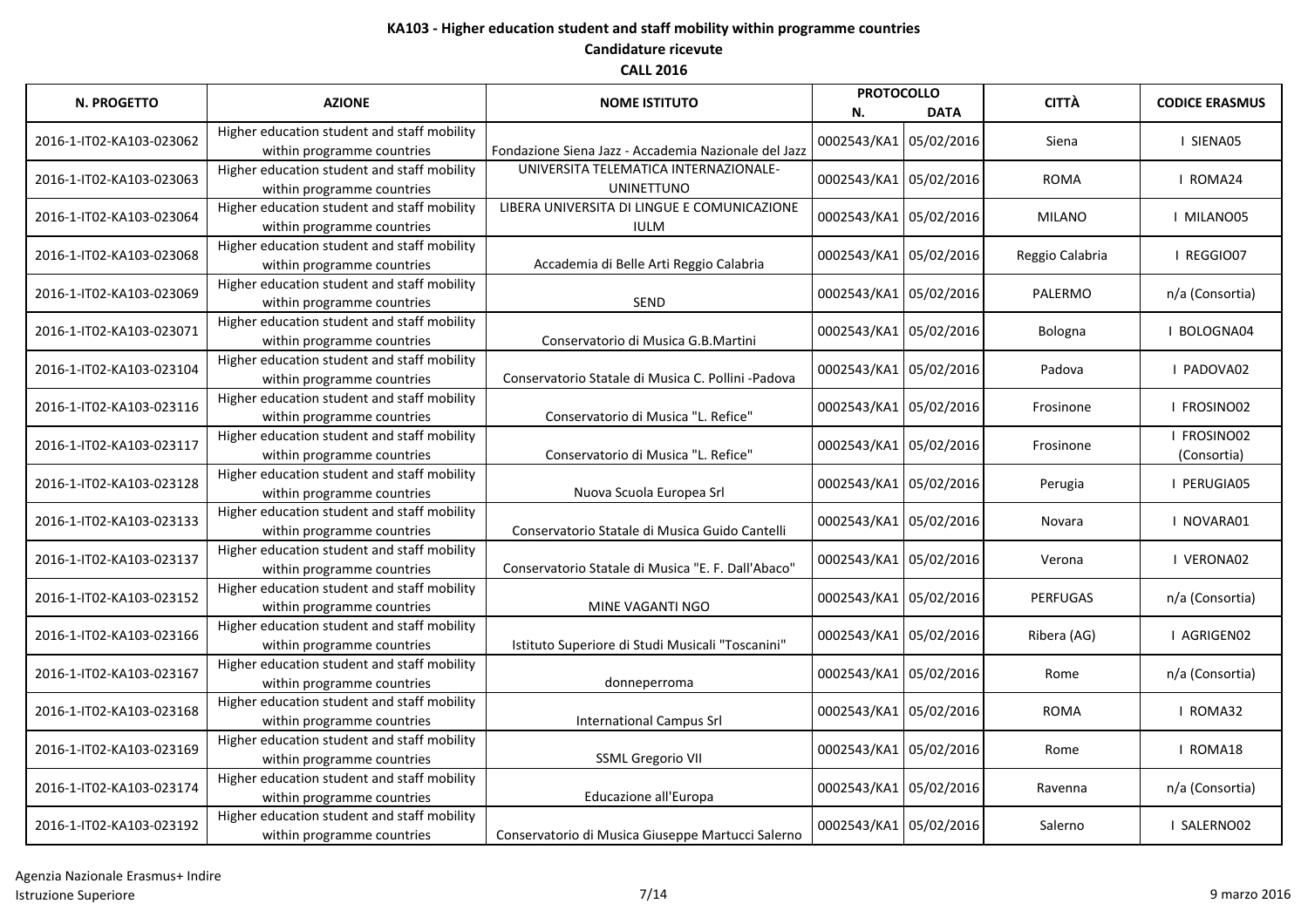**KA103 - Higher education student and staff mobility within programme countries**

**Candidature ricevute**

**CALL 2016**

| N. PROGETTO | AZIONE | NOME ISTITUTO | PROTOCOLLO N. | PROTOCOLLO DATA | CITTÀ | CODICE ERASMUS |
|---|---|---|---|---|---|---|
| 2016-1-IT02-KA103-023062 | Higher education student and staff mobility within programme countries | Fondazione Siena Jazz - Accademia Nazionale del Jazz | 0002543/KA1 | 05/02/2016 | Siena | I SIENA05 |
| 2016-1-IT02-KA103-023063 | Higher education student and staff mobility within programme countries | UNIVERSITA TELEMATICA INTERNAZIONALE-UNINETTUNO | 0002543/KA1 | 05/02/2016 | ROMA | I ROMA24 |
| 2016-1-IT02-KA103-023064 | Higher education student and staff mobility within programme countries | LIBERA UNIVERSITA DI LINGUE E COMUNICAZIONE IULM | 0002543/KA1 | 05/02/2016 | MILANO | I MILANO05 |
| 2016-1-IT02-KA103-023068 | Higher education student and staff mobility within programme countries | Accademia di Belle Arti Reggio Calabria | 0002543/KA1 | 05/02/2016 | Reggio Calabria | I REGGIO07 |
| 2016-1-IT02-KA103-023069 | Higher education student and staff mobility within programme countries | SEND | 0002543/KA1 | 05/02/2016 | PALERMO | n/a (Consortia) |
| 2016-1-IT02-KA103-023071 | Higher education student and staff mobility within programme countries | Conservatorio di Musica G.B.Martini | 0002543/KA1 | 05/02/2016 | Bologna | I BOLOGNA04 |
| 2016-1-IT02-KA103-023104 | Higher education student and staff mobility within programme countries | Conservatorio Statale di Musica C. Pollini -Padova | 0002543/KA1 | 05/02/2016 | Padova | I PADOVA02 |
| 2016-1-IT02-KA103-023116 | Higher education student and staff mobility within programme countries | Conservatorio di Musica "L. Refice" | 0002543/KA1 | 05/02/2016 | Frosinone | I FROSINO02 |
| 2016-1-IT02-KA103-023117 | Higher education student and staff mobility within programme countries | Conservatorio di Musica "L. Refice" | 0002543/KA1 | 05/02/2016 | Frosinone | I FROSINO02 (Consortia) |
| 2016-1-IT02-KA103-023128 | Higher education student and staff mobility within programme countries | Nuova Scuola Europea Srl | 0002543/KA1 | 05/02/2016 | Perugia | I PERUGIA05 |
| 2016-1-IT02-KA103-023133 | Higher education student and staff mobility within programme countries | Conservatorio Statale di Musica Guido Cantelli | 0002543/KA1 | 05/02/2016 | Novara | I NOVARA01 |
| 2016-1-IT02-KA103-023137 | Higher education student and staff mobility within programme countries | Conservatorio Statale di Musica "E. F. Dall'Abaco" | 0002543/KA1 | 05/02/2016 | Verona | I VERONA02 |
| 2016-1-IT02-KA103-023152 | Higher education student and staff mobility within programme countries | MINE VAGANTI NGO | 0002543/KA1 | 05/02/2016 | PERFUGAS | n/a (Consortia) |
| 2016-1-IT02-KA103-023166 | Higher education student and staff mobility within programme countries | Istituto Superiore di Studi Musicali "Toscanini" | 0002543/KA1 | 05/02/2016 | Ribera (AG) | I AGRIGEN02 |
| 2016-1-IT02-KA103-023167 | Higher education student and staff mobility within programme countries | donneperroma | 0002543/KA1 | 05/02/2016 | Rome | n/a (Consortia) |
| 2016-1-IT02-KA103-023168 | Higher education student and staff mobility within programme countries | International Campus Srl | 0002543/KA1 | 05/02/2016 | ROMA | I ROMA32 |
| 2016-1-IT02-KA103-023169 | Higher education student and staff mobility within programme countries | SSML Gregorio VII | 0002543/KA1 | 05/02/2016 | Rome | I ROMA18 |
| 2016-1-IT02-KA103-023174 | Higher education student and staff mobility within programme countries | Educazione all'Europa | 0002543/KA1 | 05/02/2016 | Ravenna | n/a (Consortia) |
| 2016-1-IT02-KA103-023192 | Higher education student and staff mobility within programme countries | Conservatorio di Musica Giuseppe Martucci Salerno | 0002543/KA1 | 05/02/2016 | Salerno | I SALERNO02 |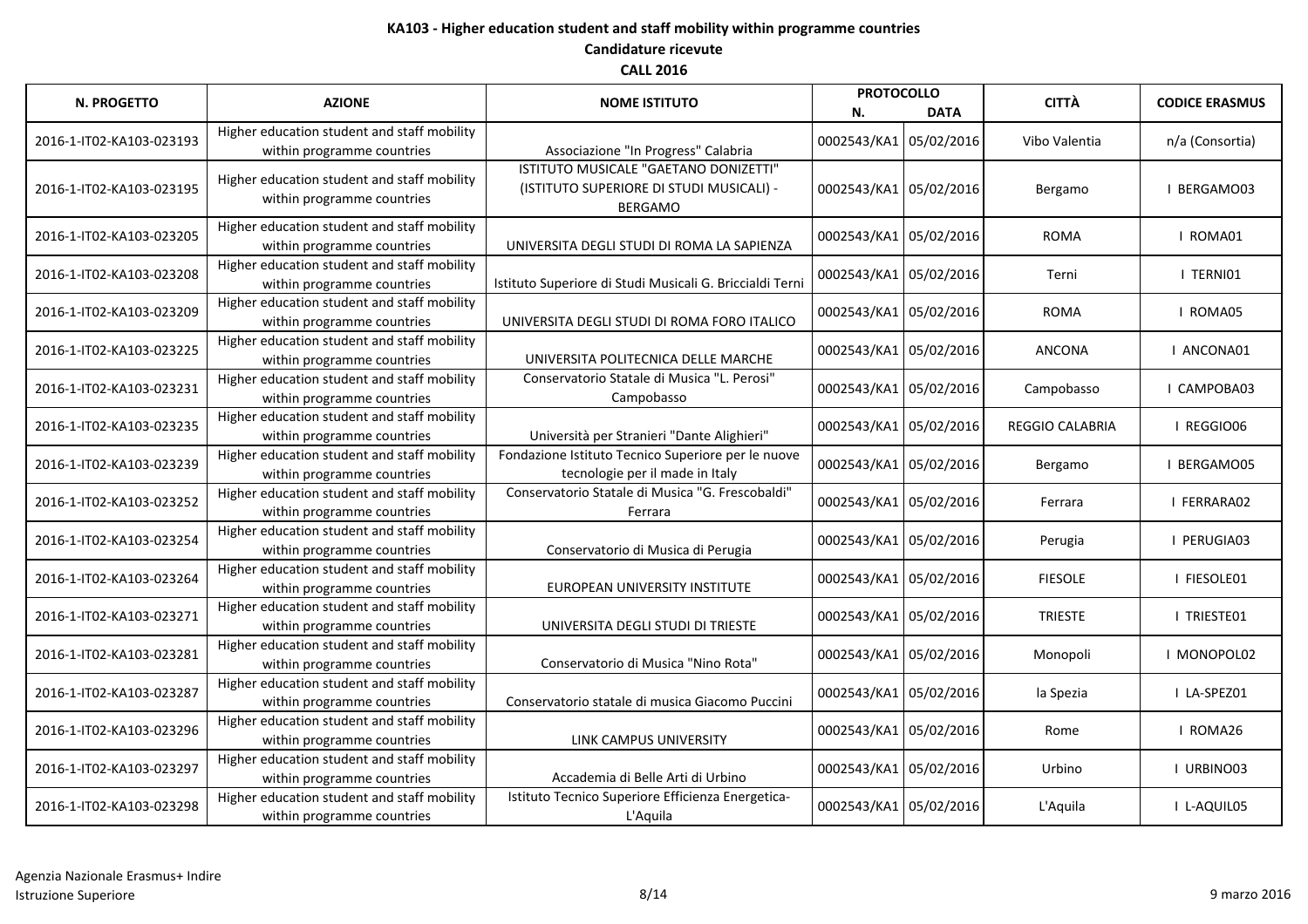**KA103 - Higher education student and staff mobility within programme countries**

**Candidature ricevute**

**CALL 2016**

| N. PROGETTO | AZIONE | NOME ISTITUTO | PROTOCOLLO N. | PROTOCOLLO DATA | CITTÀ | CODICE ERASMUS |
|---|---|---|---|---|---|---|
| 2016-1-IT02-KA103-023193 | Higher education student and staff mobility within programme countries | Associazione "In Progress" Calabria | 0002543/KA1 | 05/02/2016 | Vibo Valentia | n/a (Consortia) |
| 2016-1-IT02-KA103-023195 | Higher education student and staff mobility within programme countries | ISTITUTO MUSICALE "GAETANO DONIZETTI" (ISTITUTO SUPERIORE DI STUDI MUSICALI) - BERGAMO | 0002543/KA1 | 05/02/2016 | Bergamo | I BERGAMO03 |
| 2016-1-IT02-KA103-023205 | Higher education student and staff mobility within programme countries | UNIVERSITA DEGLI STUDI DI ROMA LA SAPIENZA | 0002543/KA1 | 05/02/2016 | ROMA | I ROMA01 |
| 2016-1-IT02-KA103-023208 | Higher education student and staff mobility within programme countries | Istituto Superiore di Studi Musicali G. Briccialdi Terni | 0002543/KA1 | 05/02/2016 | Terni | I TERNI01 |
| 2016-1-IT02-KA103-023209 | Higher education student and staff mobility within programme countries | UNIVERSITA DEGLI STUDI DI ROMA FORO ITALICO | 0002543/KA1 | 05/02/2016 | ROMA | I ROMA05 |
| 2016-1-IT02-KA103-023225 | Higher education student and staff mobility within programme countries | UNIVERSITA POLITECNICA DELLE MARCHE | 0002543/KA1 | 05/02/2016 | ANCONA | I ANCONA01 |
| 2016-1-IT02-KA103-023231 | Higher education student and staff mobility within programme countries | Conservatorio Statale di Musica "L. Perosi" Campobasso | 0002543/KA1 | 05/02/2016 | Campobasso | I CAMPOBA03 |
| 2016-1-IT02-KA103-023235 | Higher education student and staff mobility within programme countries | Università per Stranieri "Dante Alighieri" | 0002543/KA1 | 05/02/2016 | REGGIO CALABRIA | I REGGIO06 |
| 2016-1-IT02-KA103-023239 | Higher education student and staff mobility within programme countries | Fondazione Istituto Tecnico Superiore per le nuove tecnologie per il made in Italy | 0002543/KA1 | 05/02/2016 | Bergamo | I BERGAMO05 |
| 2016-1-IT02-KA103-023252 | Higher education student and staff mobility within programme countries | Conservatorio Statale di Musica "G. Frescobaldi" Ferrara | 0002543/KA1 | 05/02/2016 | Ferrara | I FERRARA02 |
| 2016-1-IT02-KA103-023254 | Higher education student and staff mobility within programme countries | Conservatorio di Musica di Perugia | 0002543/KA1 | 05/02/2016 | Perugia | I PERUGIA03 |
| 2016-1-IT02-KA103-023264 | Higher education student and staff mobility within programme countries | EUROPEAN UNIVERSITY INSTITUTE | 0002543/KA1 | 05/02/2016 | FIESOLE | I FIESOLE01 |
| 2016-1-IT02-KA103-023271 | Higher education student and staff mobility within programme countries | UNIVERSITA DEGLI STUDI DI TRIESTE | 0002543/KA1 | 05/02/2016 | TRIESTE | I TRIESTE01 |
| 2016-1-IT02-KA103-023281 | Higher education student and staff mobility within programme countries | Conservatorio di Musica "Nino Rota" | 0002543/KA1 | 05/02/2016 | Monopoli | I MONOPOL02 |
| 2016-1-IT02-KA103-023287 | Higher education student and staff mobility within programme countries | Conservatorio statale di musica Giacomo Puccini | 0002543/KA1 | 05/02/2016 | la Spezia | I LA-SPEZ01 |
| 2016-1-IT02-KA103-023296 | Higher education student and staff mobility within programme countries | LINK CAMPUS UNIVERSITY | 0002543/KA1 | 05/02/2016 | Rome | I ROMA26 |
| 2016-1-IT02-KA103-023297 | Higher education student and staff mobility within programme countries | Accademia di Belle Arti di Urbino | 0002543/KA1 | 05/02/2016 | Urbino | I URBINO03 |
| 2016-1-IT02-KA103-023298 | Higher education student and staff mobility within programme countries | Istituto Tecnico Superiore Efficienza Energetica-L'Aquila | 0002543/KA1 | 05/02/2016 | L'Aquila | I L-AQUIL05 |

Agenzia Nazionale Erasmus+ Indire
Istruzione Superiore

9 marzo 2016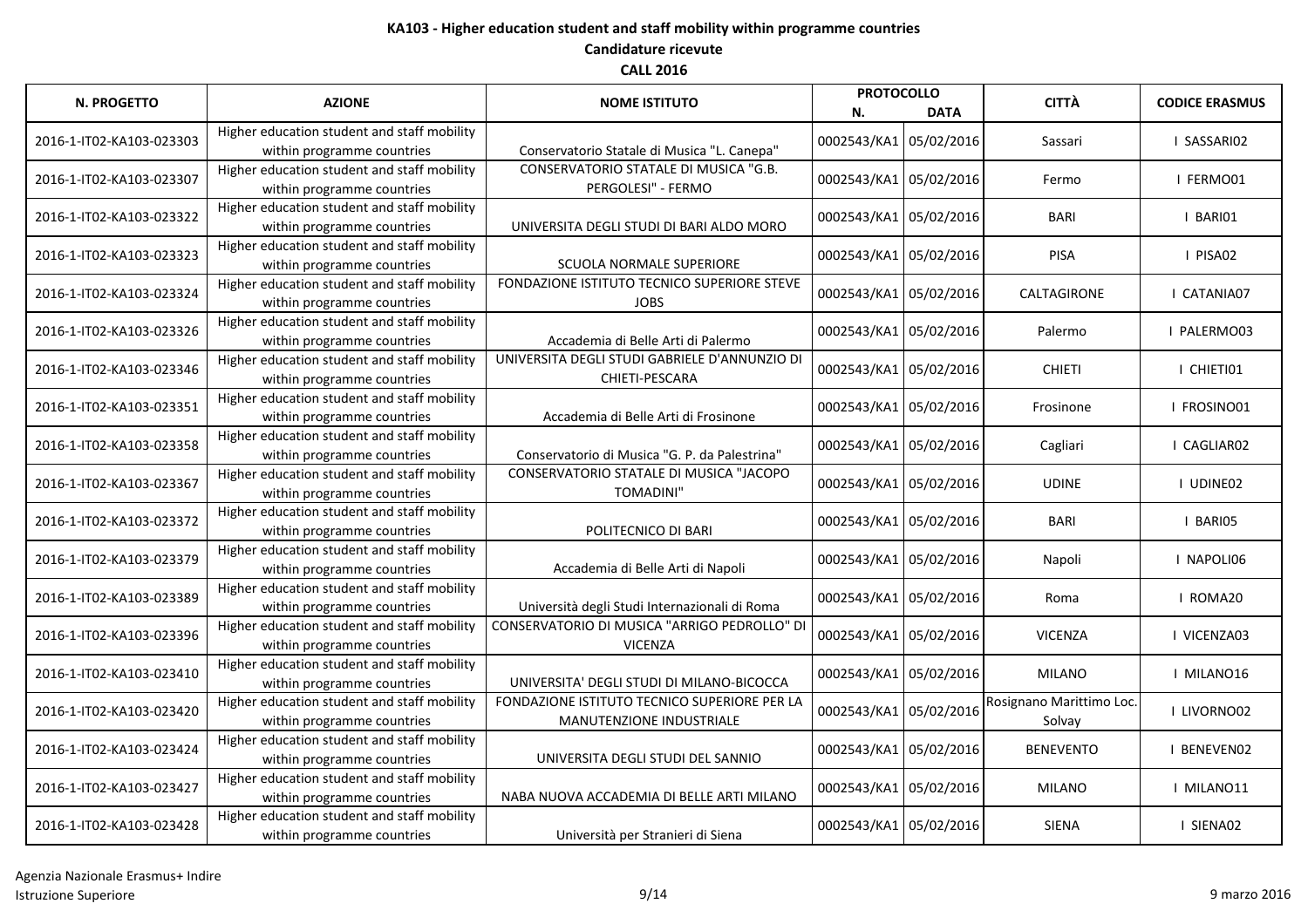**KA103 - Higher education student and staff mobility within programme countries**

**Candidature ricevute**

**CALL 2016**

| N. PROGETTO | AZIONE | NOME ISTITUTO | PROTOCOLLO N. | PROTOCOLLO DATA | CITTÀ | CODICE ERASMUS |
|---|---|---|---|---|---|---|
| 2016-1-IT02-KA103-023303 | Higher education student and staff mobility within programme countries | Conservatorio Statale di Musica "L. Canepa" | 0002543/KA1 | 05/02/2016 | Sassari | I SASSARI02 |
| 2016-1-IT02-KA103-023307 | Higher education student and staff mobility within programme countries | CONSERVATORIO STATALE DI MUSICA "G.B. PERGOLESI" - FERMO | 0002543/KA1 | 05/02/2016 | Fermo | I FERMO01 |
| 2016-1-IT02-KA103-023322 | Higher education student and staff mobility within programme countries | UNIVERSITA DEGLI STUDI DI BARI ALDO MORO | 0002543/KA1 | 05/02/2016 | BARI | I BARI01 |
| 2016-1-IT02-KA103-023323 | Higher education student and staff mobility within programme countries | SCUOLA NORMALE SUPERIORE | 0002543/KA1 | 05/02/2016 | PISA | I PISA02 |
| 2016-1-IT02-KA103-023324 | Higher education student and staff mobility within programme countries | FONDAZIONE ISTITUTO TECNICO SUPERIORE STEVE JOBS | 0002543/KA1 | 05/02/2016 | CALTAGIRONE | I CATANIA07 |
| 2016-1-IT02-KA103-023326 | Higher education student and staff mobility within programme countries | Accademia di Belle Arti di Palermo | 0002543/KA1 | 05/02/2016 | Palermo | I PALERMO03 |
| 2016-1-IT02-KA103-023346 | Higher education student and staff mobility within programme countries | UNIVERSITA DEGLI STUDI GABRIELE D'ANNUNZIO DI CHIETI-PESCARA | 0002543/KA1 | 05/02/2016 | CHIETI | I CHIETI01 |
| 2016-1-IT02-KA103-023351 | Higher education student and staff mobility within programme countries | Accademia di Belle Arti di Frosinone | 0002543/KA1 | 05/02/2016 | Frosinone | I FROSINO01 |
| 2016-1-IT02-KA103-023358 | Higher education student and staff mobility within programme countries | Conservatorio di Musica "G. P. da Palestrina" | 0002543/KA1 | 05/02/2016 | Cagliari | I CAGLIAR02 |
| 2016-1-IT02-KA103-023367 | Higher education student and staff mobility within programme countries | CONSERVATORIO STATALE DI MUSICA "JACOPO TOMADINI" | 0002543/KA1 | 05/02/2016 | UDINE | I UDINE02 |
| 2016-1-IT02-KA103-023372 | Higher education student and staff mobility within programme countries | POLITECNICO DI BARI | 0002543/KA1 | 05/02/2016 | BARI | I BARI05 |
| 2016-1-IT02-KA103-023379 | Higher education student and staff mobility within programme countries | Accademia di Belle Arti di Napoli | 0002543/KA1 | 05/02/2016 | Napoli | I NAPOLI06 |
| 2016-1-IT02-KA103-023389 | Higher education student and staff mobility within programme countries | Università degli Studi Internazionali di Roma | 0002543/KA1 | 05/02/2016 | Roma | I ROMA20 |
| 2016-1-IT02-KA103-023396 | Higher education student and staff mobility within programme countries | CONSERVATORIO DI MUSICA "ARRIGO PEDROLLO" DI VICENZA | 0002543/KA1 | 05/02/2016 | VICENZA | I VICENZA03 |
| 2016-1-IT02-KA103-023410 | Higher education student and staff mobility within programme countries | UNIVERSITA' DEGLI STUDI DI MILANO-BICOCCA | 0002543/KA1 | 05/02/2016 | MILANO | I MILANO16 |
| 2016-1-IT02-KA103-023420 | Higher education student and staff mobility within programme countries | FONDAZIONE ISTITUTO TECNICO SUPERIORE PER LA MANUTENZIONE INDUSTRIALE | 0002543/KA1 | 05/02/2016 | Rosignano Marittimo Loc. Solvay | I LIVORNO02 |
| 2016-1-IT02-KA103-023424 | Higher education student and staff mobility within programme countries | UNIVERSITA DEGLI STUDI DEL SANNIO | 0002543/KA1 | 05/02/2016 | BENEVENTO | I BENEVEN02 |
| 2016-1-IT02-KA103-023427 | Higher education student and staff mobility within programme countries | NABA NUOVA ACCADEMIA DI BELLE ARTI MILANO | 0002543/KA1 | 05/02/2016 | MILANO | I MILANO11 |
| 2016-1-IT02-KA103-023428 | Higher education student and staff mobility within programme countries | Università per Stranieri di Siena | 0002543/KA1 | 05/02/2016 | SIENA | I SIENA02 |

Agenzia Nazionale Erasmus+ Indire
Istruzione Superiore

9 marzo 2016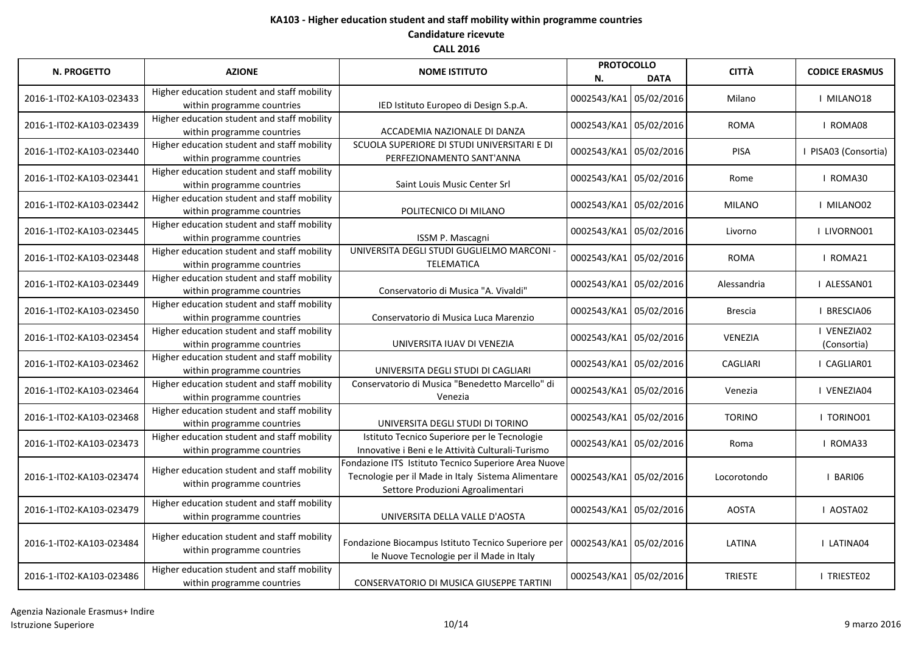**KA103 - Higher education student and staff mobility within programme countries**

**Candidature ricevute**

**CALL 2016**

| N. PROGETTO | AZIONE | NOME ISTITUTO | PROTOCOLLO N. | PROTOCOLLO DATA | CITTÀ | CODICE ERASMUS |
|---|---|---|---|---|---|---|
| 2016-1-IT02-KA103-023433 | Higher education student and staff mobility within programme countries | IED Istituto Europeo di Design S.p.A. | 0002543/KA1 | 05/02/2016 | Milano | I MILANO18 |
| 2016-1-IT02-KA103-023439 | Higher education student and staff mobility within programme countries | ACCADEMIA NAZIONALE DI DANZA | 0002543/KA1 | 05/02/2016 | ROMA | I ROMA08 |
| 2016-1-IT02-KA103-023440 | Higher education student and staff mobility within programme countries | SCUOLA SUPERIORE DI STUDI UNIVERSITARI E DI PERFEZIONAMENTO SANT'ANNA | 0002543/KA1 | 05/02/2016 | PISA | I PISA03 (Consortia) |
| 2016-1-IT02-KA103-023441 | Higher education student and staff mobility within programme countries | Saint Louis Music Center Srl | 0002543/KA1 | 05/02/2016 | Rome | I ROMA30 |
| 2016-1-IT02-KA103-023442 | Higher education student and staff mobility within programme countries | POLITECNICO DI MILANO | 0002543/KA1 | 05/02/2016 | MILANO | I MILANO02 |
| 2016-1-IT02-KA103-023445 | Higher education student and staff mobility within programme countries | ISSM P. Mascagni | 0002543/KA1 | 05/02/2016 | Livorno | I LIVORNO01 |
| 2016-1-IT02-KA103-023448 | Higher education student and staff mobility within programme countries | UNIVERSITA DEGLI STUDI GUGLIELMO MARCONI - TELEMATICA | 0002543/KA1 | 05/02/2016 | ROMA | I ROMA21 |
| 2016-1-IT02-KA103-023449 | Higher education student and staff mobility within programme countries | Conservatorio di Musica "A. Vivaldi" | 0002543/KA1 | 05/02/2016 | Alessandria | I ALESSAN01 |
| 2016-1-IT02-KA103-023450 | Higher education student and staff mobility within programme countries | Conservatorio di Musica Luca Marenzio | 0002543/KA1 | 05/02/2016 | Brescia | I BRESCIA06 |
| 2016-1-IT02-KA103-023454 | Higher education student and staff mobility within programme countries | UNIVERSITA IUAV DI VENEZIA | 0002543/KA1 | 05/02/2016 | VENEZIA | I VENEZIA02 (Consortia) |
| 2016-1-IT02-KA103-023462 | Higher education student and staff mobility within programme countries | UNIVERSITA DEGLI STUDI DI CAGLIARI | 0002543/KA1 | 05/02/2016 | CAGLIARI | I CAGLIAR01 |
| 2016-1-IT02-KA103-023464 | Higher education student and staff mobility within programme countries | Conservatorio di Musica "Benedetto Marcello" di Venezia | 0002543/KA1 | 05/02/2016 | Venezia | I VENEZIA04 |
| 2016-1-IT02-KA103-023468 | Higher education student and staff mobility within programme countries | UNIVERSITA DEGLI STUDI DI TORINO | 0002543/KA1 | 05/02/2016 | TORINO | I TORINO01 |
| 2016-1-IT02-KA103-023473 | Higher education student and staff mobility within programme countries | Istituto Tecnico Superiore per le Tecnologie Innovative i Beni e le Attività Culturali-Turismo | 0002543/KA1 | 05/02/2016 | Roma | I ROMA33 |
| 2016-1-IT02-KA103-023474 | Higher education student and staff mobility within programme countries | Fondazione ITS Istituto Tecnico Superiore Area Nuove Tecnologie per il Made in Italy Sistema Alimentare Settore Produzioni Agroalimentari | 0002543/KA1 | 05/02/2016 | Locorotondo | I BARI06 |
| 2016-1-IT02-KA103-023479 | Higher education student and staff mobility within programme countries | UNIVERSITA DELLA VALLE D'AOSTA | 0002543/KA1 | 05/02/2016 | AOSTA | I AOSTA02 |
| 2016-1-IT02-KA103-023484 | Higher education student and staff mobility within programme countries | Fondazione Biocampus Istituto Tecnico Superiore per le Nuove Tecnologie per il Made in Italy | 0002543/KA1 | 05/02/2016 | LATINA | I LATINA04 |
| 2016-1-IT02-KA103-023486 | Higher education student and staff mobility within programme countries | CONSERVATORIO DI MUSICA GIUSEPPE TARTINI | 0002543/KA1 | 05/02/2016 | TRIESTE | I TRIESTE02 |

Agenzia Nazionale Erasmus+ Indire
Istruzione Superiore

9 marzo 2016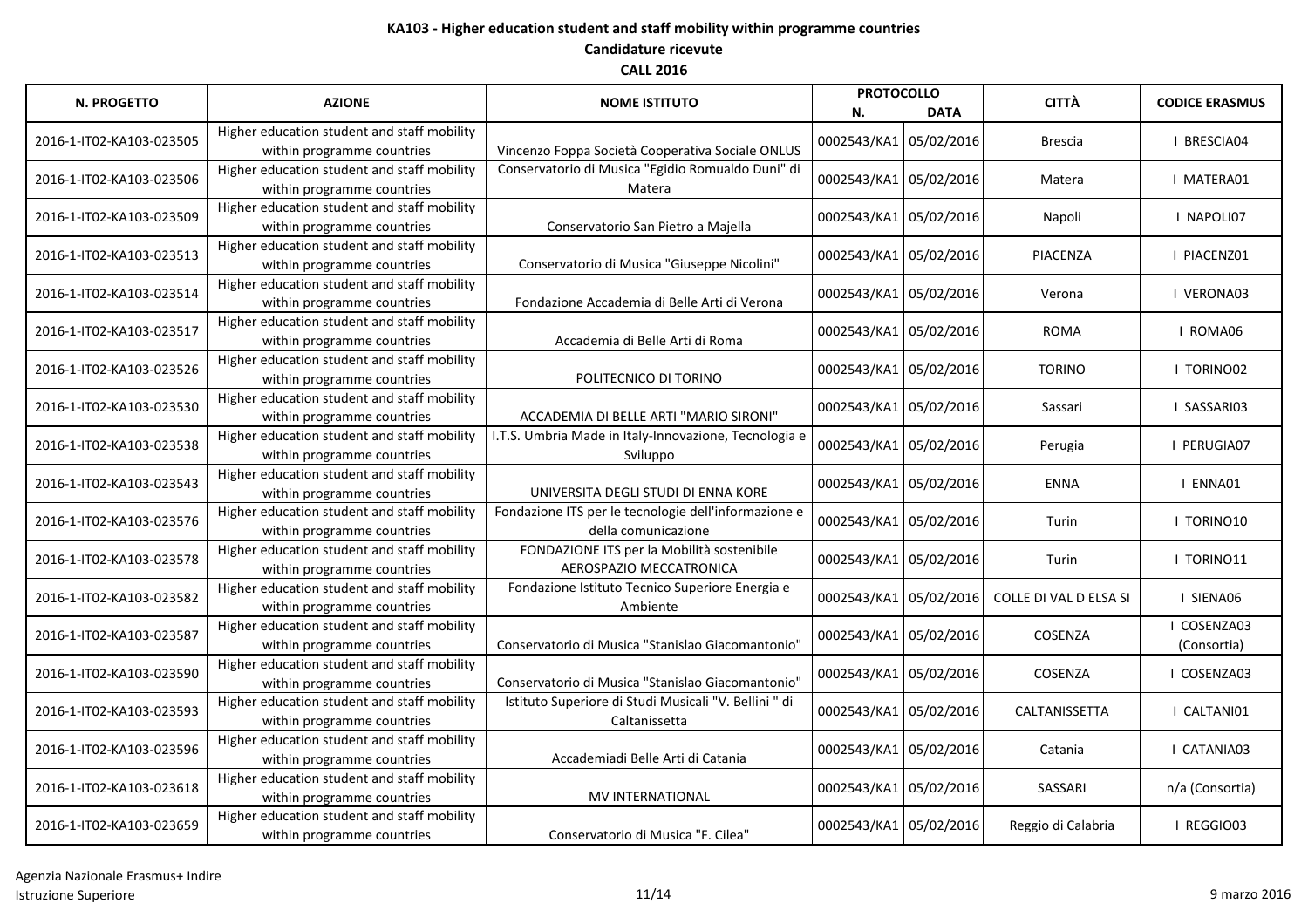**KA103 - Higher education student and staff mobility within programme countries**

**Candidature ricevute**

**CALL 2016**

| N. PROGETTO | AZIONE | NOME ISTITUTO | PROTOCOLLO N. | PROTOCOLLO DATA | CITTÀ | CODICE ERASMUS |
|---|---|---|---|---|---|---|
| 2016-1-IT02-KA103-023505 | Higher education student and staff mobility within programme countries | Vincenzo Foppa Società Cooperativa Sociale ONLUS | 0002543/KA1 | 05/02/2016 | Brescia | I BRESCIA04 |
| 2016-1-IT02-KA103-023506 | Higher education student and staff mobility within programme countries | Conservatorio di Musica "Egidio Romualdo Duni" di Matera | 0002543/KA1 | 05/02/2016 | Matera | I MATERA01 |
| 2016-1-IT02-KA103-023509 | Higher education student and staff mobility within programme countries | Conservatorio San Pietro a Majella | 0002543/KA1 | 05/02/2016 | Napoli | I NAPOLI07 |
| 2016-1-IT02-KA103-023513 | Higher education student and staff mobility within programme countries | Conservatorio di Musica "Giuseppe Nicolini" | 0002543/KA1 | 05/02/2016 | PIACENZA | I PIACENZ01 |
| 2016-1-IT02-KA103-023514 | Higher education student and staff mobility within programme countries | Fondazione Accademia di Belle Arti di Verona | 0002543/KA1 | 05/02/2016 | Verona | I VERONA03 |
| 2016-1-IT02-KA103-023517 | Higher education student and staff mobility within programme countries | Accademia di Belle Arti di Roma | 0002543/KA1 | 05/02/2016 | ROMA | I ROMA06 |
| 2016-1-IT02-KA103-023526 | Higher education student and staff mobility within programme countries | POLITECNICO DI TORINO | 0002543/KA1 | 05/02/2016 | TORINO | I TORINO02 |
| 2016-1-IT02-KA103-023530 | Higher education student and staff mobility within programme countries | ACCADEMIA DI BELLE ARTI "MARIO SIRONI" | 0002543/KA1 | 05/02/2016 | Sassari | I SASSARI03 |
| 2016-1-IT02-KA103-023538 | Higher education student and staff mobility within programme countries | I.T.S. Umbria Made in Italy-Innovazione, Tecnologia e Sviluppo | 0002543/KA1 | 05/02/2016 | Perugia | I PERUGIA07 |
| 2016-1-IT02-KA103-023543 | Higher education student and staff mobility within programme countries | UNIVERSITA DEGLI STUDI DI ENNA KORE | 0002543/KA1 | 05/02/2016 | ENNA | I ENNA01 |
| 2016-1-IT02-KA103-023576 | Higher education student and staff mobility within programme countries | Fondazione ITS per le tecnologie dell'informazione e della comunicazione | 0002543/KA1 | 05/02/2016 | Turin | I TORINO10 |
| 2016-1-IT02-KA103-023578 | Higher education student and staff mobility within programme countries | FONDAZIONE ITS per la Mobilità sostenibile AEROSPAZIO MECCATRONICA | 0002543/KA1 | 05/02/2016 | Turin | I TORINO11 |
| 2016-1-IT02-KA103-023582 | Higher education student and staff mobility within programme countries | Fondazione Istituto Tecnico Superiore Energia e Ambiente | 0002543/KA1 | 05/02/2016 | COLLE DI VAL D ELSA SI | I SIENA06 |
| 2016-1-IT02-KA103-023587 | Higher education student and staff mobility within programme countries | Conservatorio di Musica "Stanislao Giacomantonio" | 0002543/KA1 | 05/02/2016 | COSENZA | I COSENZA03 (Consortia) |
| 2016-1-IT02-KA103-023590 | Higher education student and staff mobility within programme countries | Conservatorio di Musica "Stanislao Giacomantonio" | 0002543/KA1 | 05/02/2016 | COSENZA | I COSENZA03 |
| 2016-1-IT02-KA103-023593 | Higher education student and staff mobility within programme countries | Istituto Superiore di Studi Musicali "V. Bellini " di Caltanissetta | 0002543/KA1 | 05/02/2016 | CALTANISSETTA | I CALTANI01 |
| 2016-1-IT02-KA103-023596 | Higher education student and staff mobility within programme countries | Accademiadi Belle Arti di Catania | 0002543/KA1 | 05/02/2016 | Catania | I CATANIA03 |
| 2016-1-IT02-KA103-023618 | Higher education student and staff mobility within programme countries | MV INTERNATIONAL | 0002543/KA1 | 05/02/2016 | SASSARI | n/a (Consortia) |
| 2016-1-IT02-KA103-023659 | Higher education student and staff mobility within programme countries | Conservatorio di Musica "F. Cilea" | 0002543/KA1 | 05/02/2016 | Reggio di Calabria | I REGGIO03 |

Agenzia Nazionale Erasmus+ Indire
Istruzione Superiore

9 marzo 2016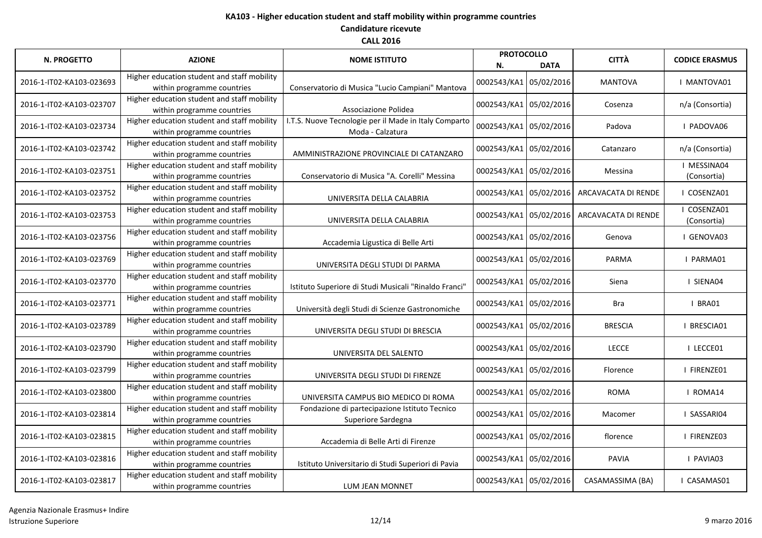**KA103 - Higher education student and staff mobility within programme countries**

**Candidature ricevute**

**CALL 2016**

| N. PROGETTO | AZIONE | NOME ISTITUTO | PROTOCOLLO N. | PROTOCOLLO DATA | CITTÀ | CODICE ERASMUS |
|---|---|---|---|---|---|---|
| 2016-1-IT02-KA103-023693 | Higher education student and staff mobility within programme countries | Conservatorio di Musica "Lucio Campiani" Mantova | 0002543/KA1 | 05/02/2016 | MANTOVA | I MANTOVA01 |
| 2016-1-IT02-KA103-023707 | Higher education student and staff mobility within programme countries | Associazione Polidea | 0002543/KA1 | 05/02/2016 | Cosenza | n/a (Consortia) |
| 2016-1-IT02-KA103-023734 | Higher education student and staff mobility within programme countries | I.T.S. Nuove Tecnologie per il Made in Italy Comparto Moda - Calzatura | 0002543/KA1 | 05/02/2016 | Padova | I PADOVA06 |
| 2016-1-IT02-KA103-023742 | Higher education student and staff mobility within programme countries | AMMINISTRAZIONE PROVINCIALE DI CATANZARO | 0002543/KA1 | 05/02/2016 | Catanzaro | n/a (Consortia) |
| 2016-1-IT02-KA103-023751 | Higher education student and staff mobility within programme countries | Conservatorio di Musica "A. Corelli" Messina | 0002543/KA1 | 05/02/2016 | Messina | I MESSINA04 (Consortia) |
| 2016-1-IT02-KA103-023752 | Higher education student and staff mobility within programme countries | UNIVERSITA DELLA CALABRIA | 0002543/KA1 | 05/02/2016 | ARCAVACATA DI RENDE | I COSENZA01 |
| 2016-1-IT02-KA103-023753 | Higher education student and staff mobility within programme countries | UNIVERSITA DELLA CALABRIA | 0002543/KA1 | 05/02/2016 | ARCAVACATA DI RENDE | I COSENZA01 (Consortia) |
| 2016-1-IT02-KA103-023756 | Higher education student and staff mobility within programme countries | Accademia Ligustica di Belle Arti | 0002543/KA1 | 05/02/2016 | Genova | I GENOVA03 |
| 2016-1-IT02-KA103-023769 | Higher education student and staff mobility within programme countries | UNIVERSITA DEGLI STUDI DI PARMA | 0002543/KA1 | 05/02/2016 | PARMA | I PARMA01 |
| 2016-1-IT02-KA103-023770 | Higher education student and staff mobility within programme countries | Istituto Superiore di Studi Musicali "Rinaldo Franci" | 0002543/KA1 | 05/02/2016 | Siena | I SIENA04 |
| 2016-1-IT02-KA103-023771 | Higher education student and staff mobility within programme countries | Università degli Studi di Scienze Gastronomiche | 0002543/KA1 | 05/02/2016 | Bra | I BRA01 |
| 2016-1-IT02-KA103-023789 | Higher education student and staff mobility within programme countries | UNIVERSITA DEGLI STUDI DI BRESCIA | 0002543/KA1 | 05/02/2016 | BRESCIA | I BRESCIA01 |
| 2016-1-IT02-KA103-023790 | Higher education student and staff mobility within programme countries | UNIVERSITA DEL SALENTO | 0002543/KA1 | 05/02/2016 | LECCE | I LECCE01 |
| 2016-1-IT02-KA103-023799 | Higher education student and staff mobility within programme countries | UNIVERSITA DEGLI STUDI DI FIRENZE | 0002543/KA1 | 05/02/2016 | Florence | I FIRENZE01 |
| 2016-1-IT02-KA103-023800 | Higher education student and staff mobility within programme countries | UNIVERSITA CAMPUS BIO MEDICO DI ROMA | 0002543/KA1 | 05/02/2016 | ROMA | I ROMA14 |
| 2016-1-IT02-KA103-023814 | Higher education student and staff mobility within programme countries | Fondazione di partecipazione Istituto Tecnico Superiore Sardegna | 0002543/KA1 | 05/02/2016 | Macomer | I SASSARI04 |
| 2016-1-IT02-KA103-023815 | Higher education student and staff mobility within programme countries | Accademia di Belle Arti di Firenze | 0002543/KA1 | 05/02/2016 | florence | I FIRENZE03 |
| 2016-1-IT02-KA103-023816 | Higher education student and staff mobility within programme countries | Istituto Universitario di Studi Superiori di Pavia | 0002543/KA1 | 05/02/2016 | PAVIA | I PAVIA03 |
| 2016-1-IT02-KA103-023817 | Higher education student and staff mobility within programme countries | LUM JEAN MONNET | 0002543/KA1 | 05/02/2016 | CASAMASSIMA (BA) | I CASAMAS01 |

Agenzia Nazionale Erasmus+ Indire
Istruzione Superiore

9 marzo 2016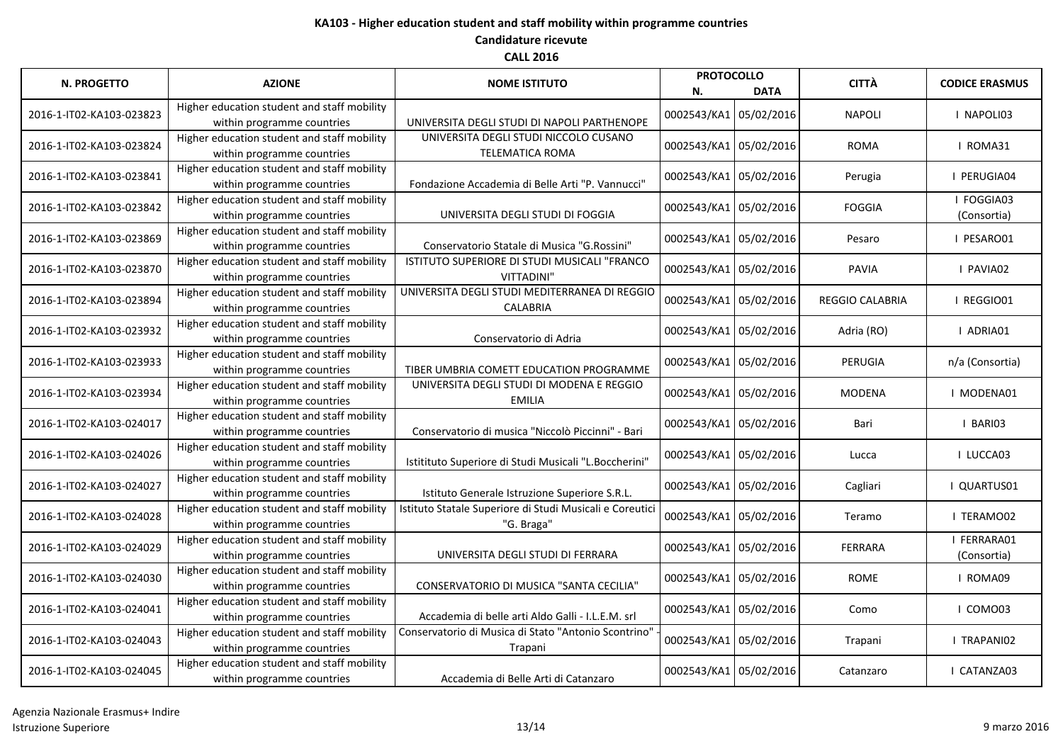**KA103 - Higher education student and staff mobility within programme countries**

**Candidature ricevute**

**CALL 2016**

| N. PROGETTO | AZIONE | NOME ISTITUTO | PROTOCOLLO N. | PROTOCOLLO DATA | CITTÀ | CODICE ERASMUS |
|---|---|---|---|---|---|---|
| 2016-1-IT02-KA103-023823 | Higher education student and staff mobility within programme countries | UNIVERSITA DEGLI STUDI DI NAPOLI PARTHENOPE | 0002543/KA1 | 05/02/2016 | NAPOLI | I NAPOLI03 |
| 2016-1-IT02-KA103-023824 | Higher education student and staff mobility within programme countries | UNIVERSITA DEGLI STUDI NICCOLO CUSANO TELEMATICA ROMA | 0002543/KA1 | 05/02/2016 | ROMA | I ROMA31 |
| 2016-1-IT02-KA103-023841 | Higher education student and staff mobility within programme countries | Fondazione Accademia di Belle Arti "P. Vannucci" | 0002543/KA1 | 05/02/2016 | Perugia | I PERUGIA04 |
| 2016-1-IT02-KA103-023842 | Higher education student and staff mobility within programme countries | UNIVERSITA DEGLI STUDI DI FOGGIA | 0002543/KA1 | 05/02/2016 | FOGGIA | I FOGGIA03 (Consortia) |
| 2016-1-IT02-KA103-023869 | Higher education student and staff mobility within programme countries | Conservatorio Statale di Musica "G.Rossini" | 0002543/KA1 | 05/02/2016 | Pesaro | I PESARO01 |
| 2016-1-IT02-KA103-023870 | Higher education student and staff mobility within programme countries | ISTITUTO SUPERIORE DI STUDI MUSICALI "FRANCO VITTADINI" | 0002543/KA1 | 05/02/2016 | PAVIA | I PAVIA02 |
| 2016-1-IT02-KA103-023894 | Higher education student and staff mobility within programme countries | UNIVERSITA DEGLI STUDI MEDITERRANEA DI REGGIO CALABRIA | 0002543/KA1 | 05/02/2016 | REGGIO CALABRIA | I REGGIO01 |
| 2016-1-IT02-KA103-023932 | Higher education student and staff mobility within programme countries | Conservatorio di Adria | 0002543/KA1 | 05/02/2016 | Adria (RO) | I ADRIA01 |
| 2016-1-IT02-KA103-023933 | Higher education student and staff mobility within programme countries | TIBER UMBRIA COMETT EDUCATION PROGRAMME | 0002543/KA1 | 05/02/2016 | PERUGIA | n/a (Consortia) |
| 2016-1-IT02-KA103-023934 | Higher education student and staff mobility within programme countries | UNIVERSITA DEGLI STUDI DI MODENA E REGGIO EMILIA | 0002543/KA1 | 05/02/2016 | MODENA | I MODENA01 |
| 2016-1-IT02-KA103-024017 | Higher education student and staff mobility within programme countries | Conservatorio di musica "Niccolò Piccinni" - Bari | 0002543/KA1 | 05/02/2016 | Bari | I BARI03 |
| 2016-1-IT02-KA103-024026 | Higher education student and staff mobility within programme countries | Istitituto Superiore di Studi Musicali "L.Boccherini" | 0002543/KA1 | 05/02/2016 | Lucca | I LUCCA03 |
| 2016-1-IT02-KA103-024027 | Higher education student and staff mobility within programme countries | Istituto Generale Istruzione Superiore S.R.L. | 0002543/KA1 | 05/02/2016 | Cagliari | I QUARTUS01 |
| 2016-1-IT02-KA103-024028 | Higher education student and staff mobility within programme countries | Istituto Statale Superiore di Studi Musicali e Coreutici "G. Braga" | 0002543/KA1 | 05/02/2016 | Teramo | I TERAMO02 |
| 2016-1-IT02-KA103-024029 | Higher education student and staff mobility within programme countries | UNIVERSITA DEGLI STUDI DI FERRARA | 0002543/KA1 | 05/02/2016 | FERRARA | I FERRARA01 (Consortia) |
| 2016-1-IT02-KA103-024030 | Higher education student and staff mobility within programme countries | CONSERVATORIO DI MUSICA "SANTA CECILIA" | 0002543/KA1 | 05/02/2016 | ROME | I ROMA09 |
| 2016-1-IT02-KA103-024041 | Higher education student and staff mobility within programme countries | Accademia di belle arti Aldo Galli - I.L.E.M. srl | 0002543/KA1 | 05/02/2016 | Como | I COMO03 |
| 2016-1-IT02-KA103-024043 | Higher education student and staff mobility within programme countries | Conservatorio di Musica di Stato "Antonio Scontrino" - Trapani | 0002543/KA1 | 05/02/2016 | Trapani | I TRAPANI02 |
| 2016-1-IT02-KA103-024045 | Higher education student and staff mobility within programme countries | Accademia di Belle Arti di Catanzaro | 0002543/KA1 | 05/02/2016 | Catanzaro | I CATANZA03 |

Agenzia Nazionale Erasmus+ Indire
Istruzione Superiore

9 marzo 2016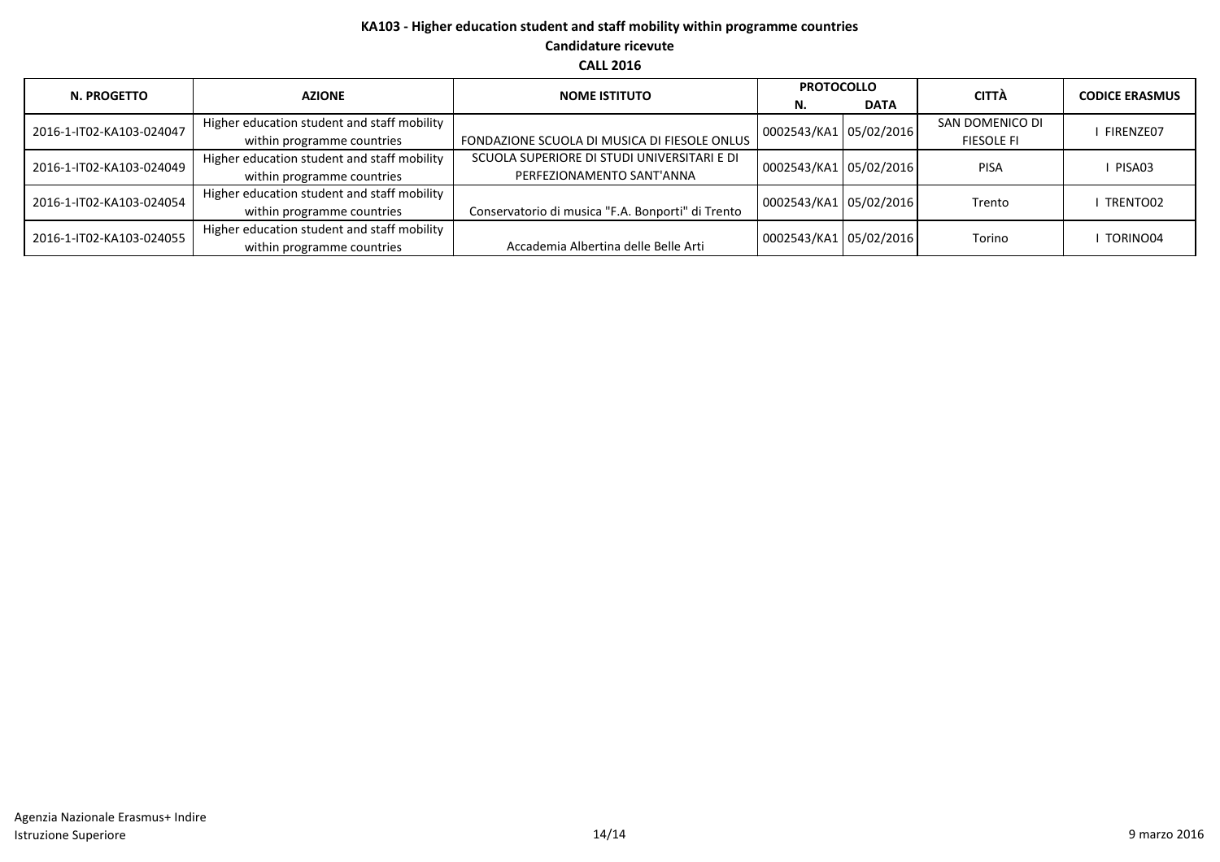**KA103 - Higher education student and staff mobility within programme countries**

**Candidature ricevute**

**CALL 2016**

| N. PROGETTO | AZIONE | NOME ISTITUTO | PROTOCOLLO N. | PROTOCOLLO DATA | CITTÀ | CODICE ERASMUS |
|---|---|---|---|---|---|---|
| 2016-1-IT02-KA103-024047 | Higher education student and staff mobility within programme countries | FONDAZIONE SCUOLA DI MUSICA DI FIESOLE ONLUS | 0002543/KA1 | 05/02/2016 | SAN DOMENICO DI FIESOLE FI | I FIRENZE07 |
| 2016-1-IT02-KA103-024049 | Higher education student and staff mobility within programme countries | SCUOLA SUPERIORE DI STUDI UNIVERSITARI E DI PERFEZIONAMENTO SANT'ANNA | 0002543/KA1 | 05/02/2016 | PISA | I PISA03 |
| 2016-1-IT02-KA103-024054 | Higher education student and staff mobility within programme countries | Conservatorio di musica "F.A. Bonporti" di Trento | 0002543/KA1 | 05/02/2016 | Trento | I TRENTO02 |
| 2016-1-IT02-KA103-024055 | Higher education student and staff mobility within programme countries | Accademia Albertina delle Belle Arti | 0002543/KA1 | 05/02/2016 | Torino | I TORINO04 |

Agenzia Nazionale Erasmus+ Indire
Istruzione Superiore

9 marzo 2016